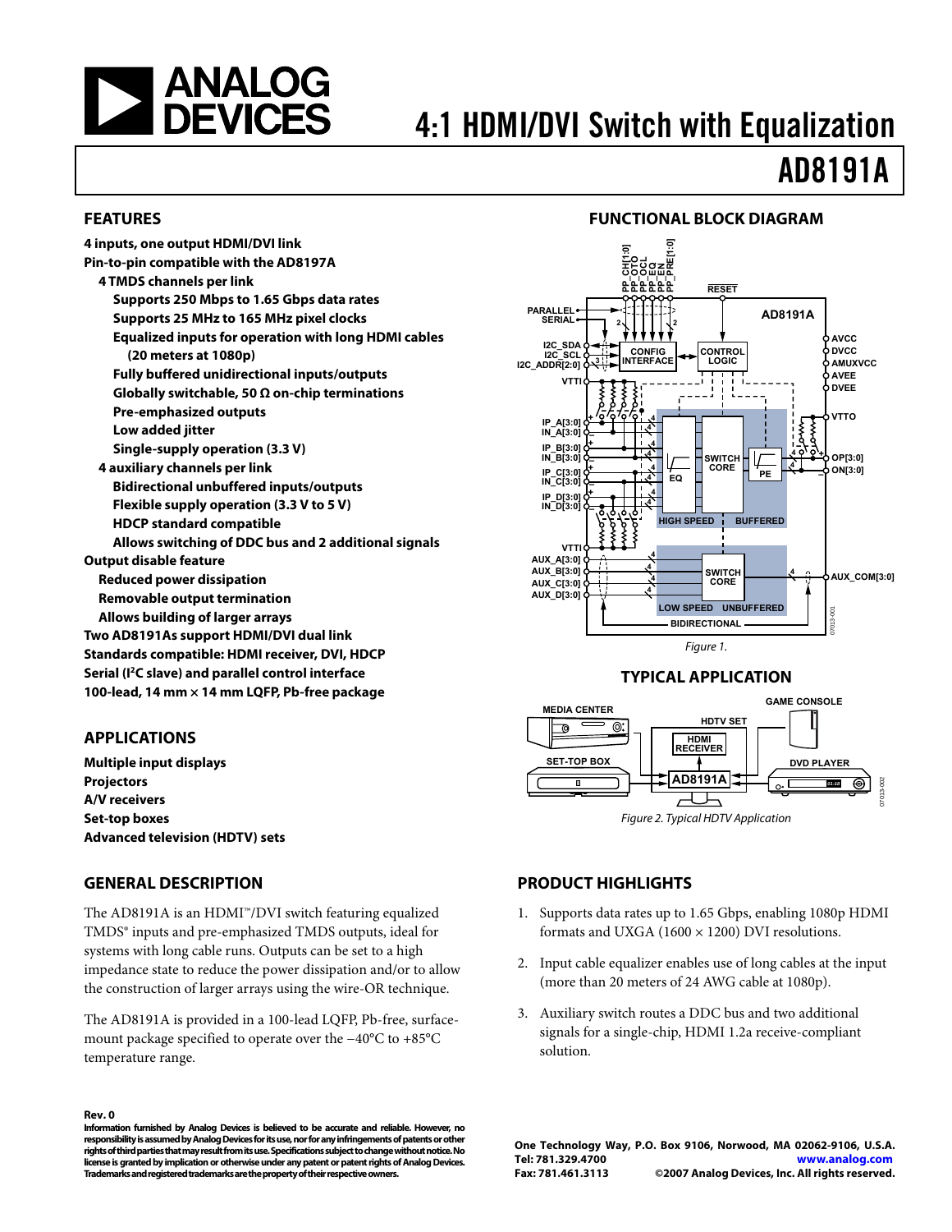# 4:1 HDMI/DVI Switch with Equalization

# AD8191A

## FEATURES

**4 inputs, one output HDMI/DVI link**
**Pin-to-pin compatible with the AD8197A**
- **4 TMDS channels per link**
  - **Supports 250 Mbps to 1.65 Gbps data rates**
  - **Supports 25 MHz to 165 MHz pixel clocks**
  - **Equalized inputs for operation with long HDMI cables (20 meters at 1080p)**
  - **Fully buffered unidirectional inputs/outputs**
  - **Globally switchable, 50 Ω on-chip terminations**
  - **Pre-emphasized outputs**
  - **Low added jitter**
  - **Single-supply operation (3.3 V)**
- **4 auxiliary channels per link**
  - **Bidirectional unbuffered inputs/outputs**
  - **Flexible supply operation (3.3 V to 5 V)**
  - **HDCP standard compatible**
  - **Allows switching of DDC bus and 2 additional signals**

**Output disable feature**
- **Reduced power dissipation**
- **Removable output termination**
- **Allows building of larger arrays**

**Two AD8191As support HDMI/DVI dual link**
**Standards compatible: HDMI receiver, DVI, HDCP**
**Serial (I²C slave) and parallel control interface**
**100-lead, 14 mm × 14 mm LQFP, Pb-free package**

## APPLICATIONS

**Multiple input displays**
**Projectors**
**A/V receivers**
**Set-top boxes**
**Advanced television (HDTV) sets**

## GENERAL DESCRIPTION

The AD8191A is an HDMI™/DVI switch featuring equalized TMDS® inputs and pre-emphasized TMDS outputs, ideal for systems with long cable runs. Outputs can be set to a high impedance state to reduce the power dissipation and/or to allow the construction of larger arrays using the wire-OR technique.

The AD8191A is provided in a 100-lead LQFP, Pb-free, surface-mount package specified to operate over the −40°C to +85°C temperature range.

## FUNCTIONAL BLOCK DIAGRAM

*Figure 1.*

## TYPICAL APPLICATION

*Figure 2. Typical HDTV Application*

## PRODUCT HIGHLIGHTS

1. Supports data rates up to 1.65 Gbps, enabling 1080p HDMI formats and UXGA (1600 × 1200) DVI resolutions.
2. Input cable equalizer enables use of long cables at the input (more than 20 meters of 24 AWG cable at 1080p).
3. Auxiliary switch routes a DDC bus and two additional signals for a single-chip, HDMI 1.2a receive-compliant solution.

**Rev. 0**
**Information furnished by Analog Devices is believed to be accurate and reliable. However, no responsibility is assumed by Analog Devices for its use, nor for any infringements of patents or other rights of third parties that may result from its use. Specifications subject to change without notice. No license is granted by implication or otherwise under any patent or patent rights of Analog Devices. Trademarks and registered trademarks are the property of their respective owners.**

**One Technology Way, P.O. Box 9106, Norwood, MA 02062-9106, U.S.A.**
**Tel: 781.329.4700 www.analog.com**
**Fax: 781.461.3113 ©2007 Analog Devices, Inc. All rights reserved.**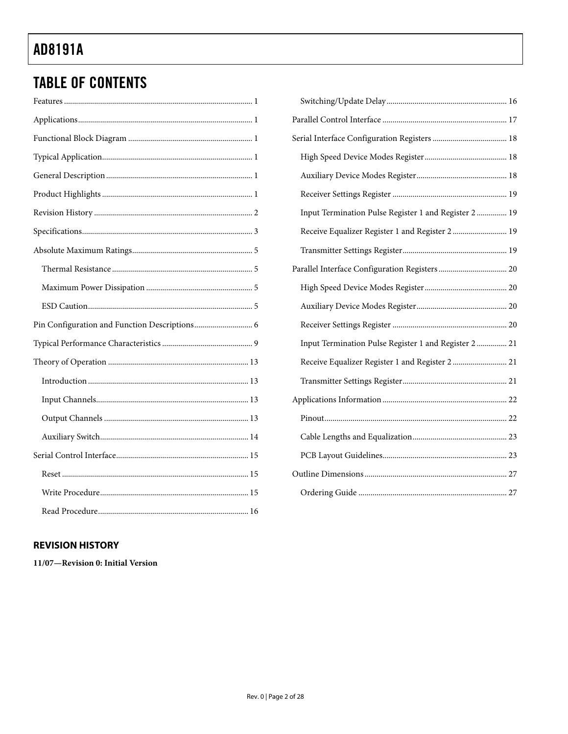## TABLE OF CONTENTS

Features ... 1
Applications ... 1
Functional Block Diagram ... 1
Typical Application ... 1
General Description ... 1
Product Highlights ... 1
Revision History ... 2
Specifications ... 3
Absolute Maximum Ratings ... 5
- Thermal Resistance ... 5
- Maximum Power Dissipation ... 5
- ESD Caution ... 5

Pin Configuration and Function Descriptions ... 6
Typical Performance Characteristics ... 9
Theory of Operation ... 13
- Introduction ... 13
- Input Channels ... 13
- Output Channels ... 13
- Auxiliary Switch ... 14

Serial Control Interface ... 15
- Reset ... 15
- Write Procedure ... 15
- Read Procedure ... 16
- Switching/Update Delay ... 16

Parallel Control Interface ... 17
Serial Interface Configuration Registers ... 18
- High Speed Device Modes Register ... 18
- Auxiliary Device Modes Register ... 18
- Receiver Settings Register ... 19
- Input Termination Pulse Register 1 and Register 2 ... 19
- Receive Equalizer Register 1 and Register 2 ... 19
- Transmitter Settings Register ... 19

Parallel Interface Configuration Registers ... 20
- High Speed Device Modes Register ... 20
- Auxiliary Device Modes Register ... 20
- Receiver Settings Register ... 20
- Input Termination Pulse Register 1 and Register 2 ... 21
- Receive Equalizer Register 1 and Register 2 ... 21
- Transmitter Settings Register ... 21

Applications Information ... 22
- Pinout ... 22
- Cable Lengths and Equalization ... 23
- PCB Layout Guidelines ... 23

Outline Dimensions ... 27
- Ordering Guide ... 27

### REVISION HISTORY

**11/07—Revision 0: Initial Version**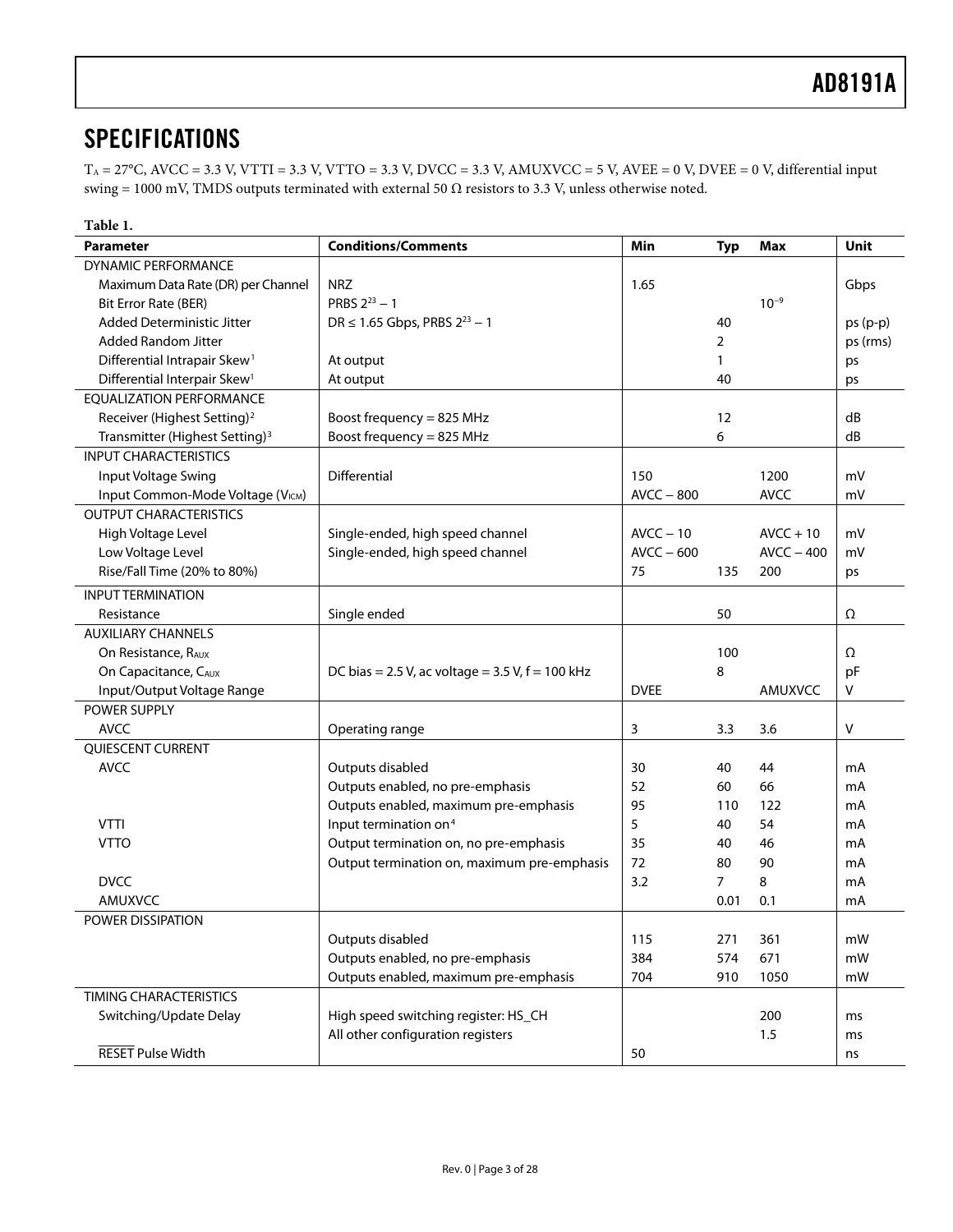## SPECIFICATIONS

$T_A$ = 27°C, AVCC = 3.3 V, VTTI = 3.3 V, VTTO = 3.3 V, DVCC = 3.3 V, AMUXVCC = 5 V, AVEE = 0 V, DVEE = 0 V, differential input swing = 1000 mV, TMDS outputs terminated with external 50 Ω resistors to 3.3 V, unless otherwise noted.

**Table 1.**

| Parameter | Conditions/Comments | Min | Typ | Max | Unit |
|---|---|---|---|---|---|
| DYNAMIC PERFORMANCE | | | | | |
| Maximum Data Rate (DR) per Channel | NRZ | 1.65 | | | Gbps |
| Bit Error Rate (BER) | PRBS $2^{23} - 1$ | | | $10^{-9}$ | |
| Added Deterministic Jitter | DR ≤ 1.65 Gbps, PRBS $2^{23} - 1$ | | 40 | | ps (p-p) |
| Added Random Jitter | | | 2 | | ps (rms) |
| Differential Intrapair Skew[1] | At output | | 1 | | ps |
| Differential Interpair Skew[1] | At output | | 40 | | ps |
| EQUALIZATION PERFORMANCE | | | | | |
| Receiver (Highest Setting)[2] | Boost frequency = 825 MHz | | 12 | | dB |
| Transmitter (Highest Setting)[3] | Boost frequency = 825 MHz | | 6 | | dB |
| INPUT CHARACTERISTICS | | | | | |
| Input Voltage Swing | Differential | 150 | | 1200 | mV |
| Input Common-Mode Voltage ($V_{ICM}$) | | AVCC − 800 | | AVCC | mV |
| OUTPUT CHARACTERISTICS | | | | | |
| High Voltage Level | Single-ended, high speed channel | AVCC − 10 | | AVCC + 10 | mV |
| Low Voltage Level | Single-ended, high speed channel | AVCC − 600 | | AVCC − 400 | mV |
| Rise/Fall Time (20% to 80%) | | 75 | 135 | 200 | ps |
| INPUT TERMINATION | | | | | |
| Resistance | Single ended | | 50 | | Ω |
| AUXILIARY CHANNELS | | | | | |
| On Resistance, $R_{AUX}$ | | | 100 | | Ω |
| On Capacitance, $C_{AUX}$ | DC bias = 2.5 V, ac voltage = 3.5 V, f = 100 kHz | | 8 | | pF |
| Input/Output Voltage Range | | DVEE | | AMUXVCC | V |
| POWER SUPPLY | | | | | |
| AVCC | Operating range | 3 | 3.3 | 3.6 | V |
| QUIESCENT CURRENT | | | | | |
| AVCC | Outputs disabled | 30 | 40 | 44 | mA |
| | Outputs enabled, no pre-emphasis | 52 | 60 | 66 | mA |
| | Outputs enabled, maximum pre-emphasis | 95 | 110 | 122 | mA |
| VTTI | Input termination on[4] | 5 | 40 | 54 | mA |
| VTTO | Output termination on, no pre-emphasis | 35 | 40 | 46 | mA |
| | Output termination on, maximum pre-emphasis | 72 | 80 | 90 | mA |
| DVCC | | 3.2 | 7 | 8 | mA |
| AMUXVCC | | | 0.01 | 0.1 | mA |
| POWER DISSIPATION | | | | | |
| | Outputs disabled | 115 | 271 | 361 | mW |
| | Outputs enabled, no pre-emphasis | 384 | 574 | 671 | mW |
| | Outputs enabled, maximum pre-emphasis | 704 | 910 | 1050 | mW |
| TIMING CHARACTERISTICS | | | | | |
| Switching/Update Delay | High speed switching register: HS_CH | | | 200 | ms |
| | All other configuration registers | | | 1.5 | ms |
| $\overline{\text{RESET}}$ Pulse Width | | 50 | | | ns |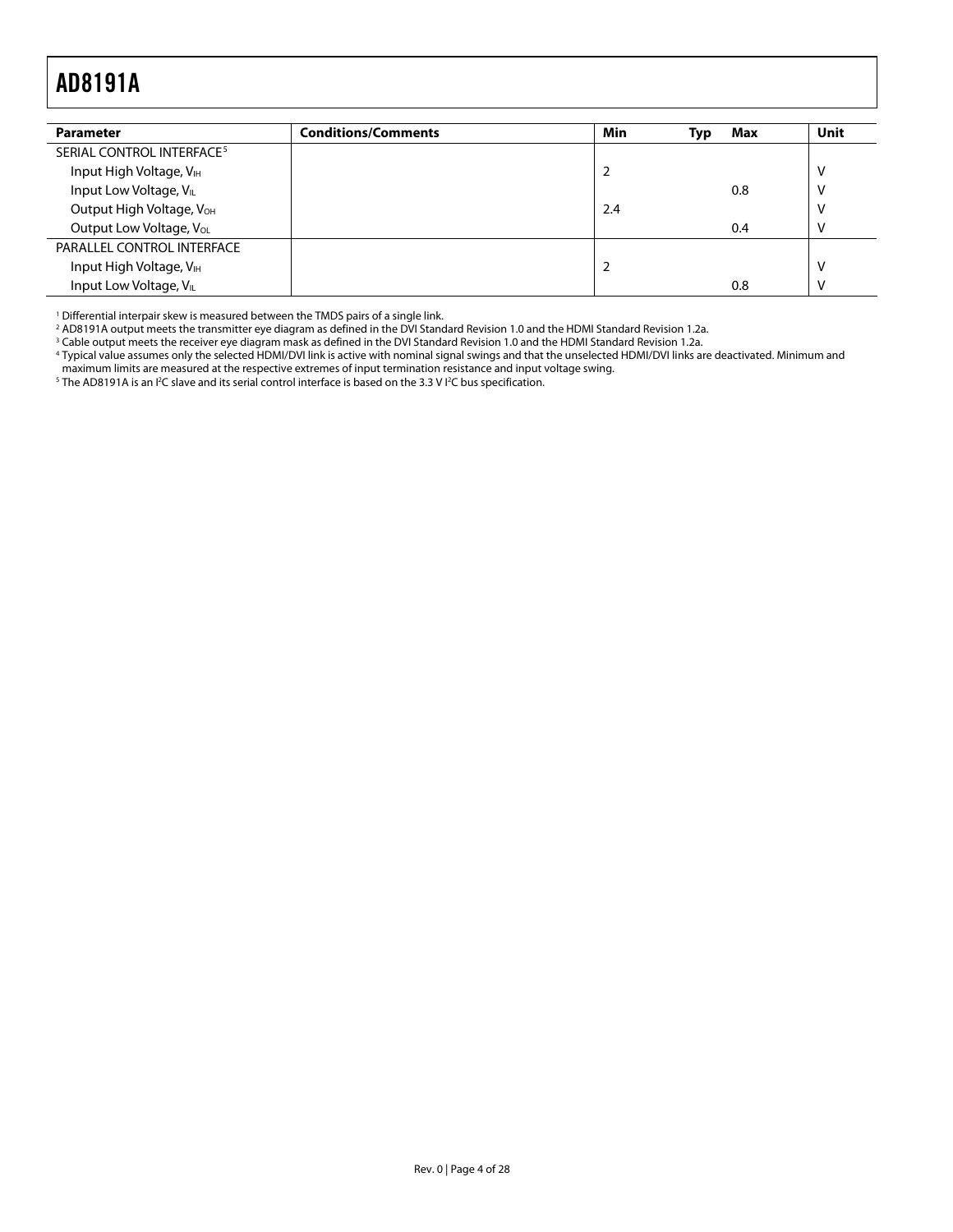| Parameter | Conditions/Comments | Min | Typ | Max | Unit |
|---|---|---|---|---|---|
| SERIAL CONTROL INTERFACE[5] | | | | | |
| Input High Voltage, $V_{IH}$ | | 2 | | | V |
| Input Low Voltage, $V_{IL}$ | | | | 0.8 | V |
| Output High Voltage, $V_{OH}$ | | 2.4 | | | V |
| Output Low Voltage, $V_{OL}$ | | | | 0.4 | V |
| PARALLEL CONTROL INTERFACE | | | | | |
| Input High Voltage, $V_{IH}$ | | 2 | | | V |
| Input Low Voltage, $V_{IL}$ | | | | 0.8 | V |

[1] Differential interpair skew is measured between the TMDS pairs of a single link.
[2] AD8191A output meets the transmitter eye diagram as defined in the DVI Standard Revision 1.0 and the HDMI Standard Revision 1.2a.
[3] Cable output meets the receiver eye diagram mask as defined in the DVI Standard Revision 1.0 and the HDMI Standard Revision 1.2a.
[4] Typical value assumes only the selected HDMI/DVI link is active with nominal signal swings and that the unselected HDMI/DVI links are deactivated. Minimum and maximum limits are measured at the respective extremes of input termination resistance and input voltage swing.
[5] The AD8191A is an I²C slave and its serial control interface is based on the 3.3 V I²C bus specification.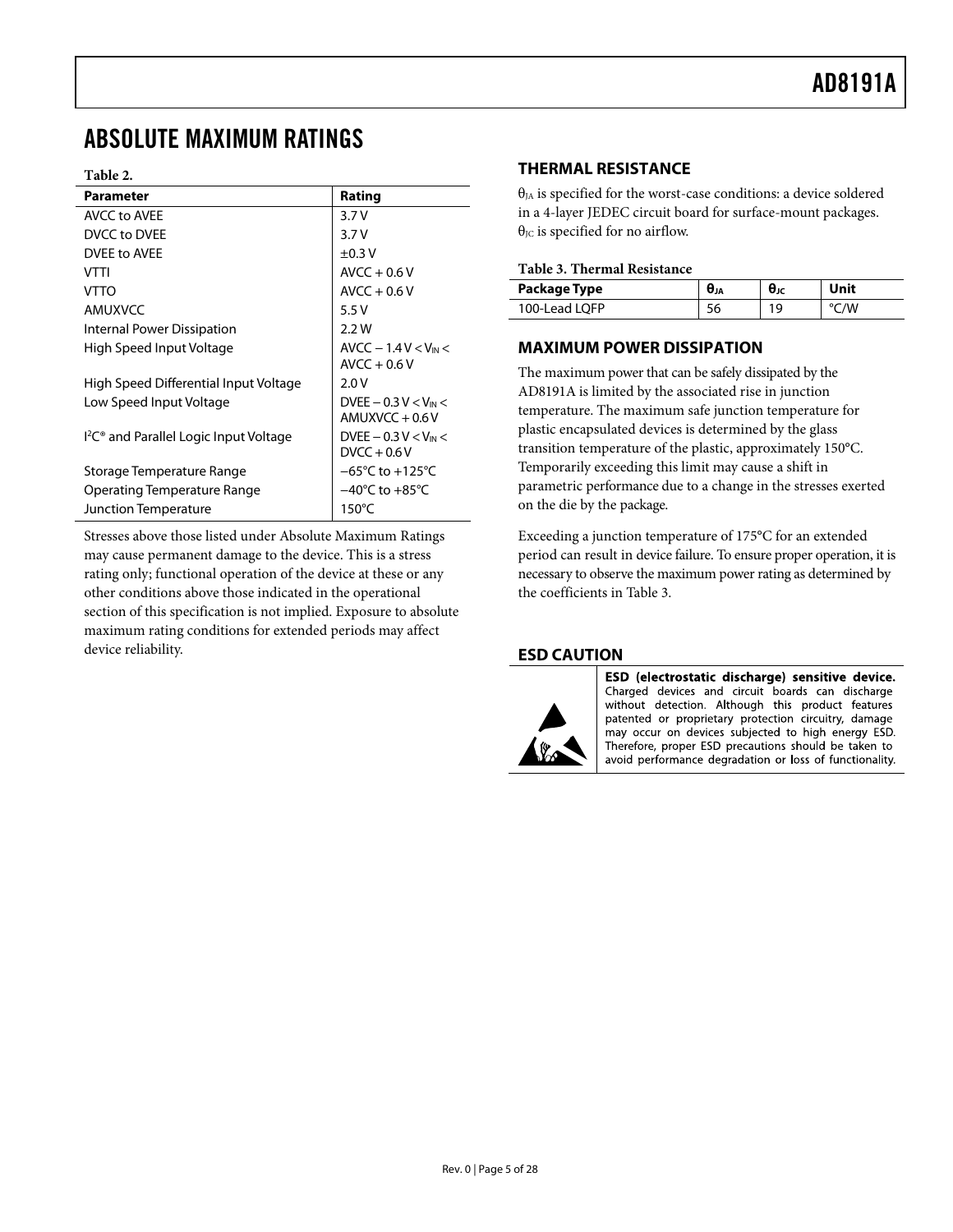# ABSOLUTE MAXIMUM RATINGS

Table 2.

| Parameter | Rating |
| --- | --- |
| AVCC to AVEE | 3.7 V |
| DVCC to DVEE | 3.7 V |
| DVEE to AVEE | ±0.3 V |
| VTTI | AVCC + 0.6 V |
| VTTO | AVCC + 0.6 V |
| AMUXVCC | 5.5 V |
| Internal Power Dissipation | 2.2 W |
| High Speed Input Voltage | AVCC − 1.4 V < $V_{IN}$ < AVCC + 0.6 V |
| High Speed Differential Input Voltage | 2.0 V |
| Low Speed Input Voltage | DVEE − 0.3 V < $V_{IN}$ < AMUXVCC + 0.6 V |
| I²C® and Parallel Logic Input Voltage | DVEE − 0.3 V < $V_{IN}$ < DVCC + 0.6 V |
| Storage Temperature Range | −65°C to +125°C |
| Operating Temperature Range | −40°C to +85°C |
| Junction Temperature | 150°C |

Stresses above those listed under Absolute Maximum Ratings may cause permanent damage to the device. This is a stress rating only; functional operation of the device at these or any other conditions above those indicated in the operational section of this specification is not implied. Exposure to absolute maximum rating conditions for extended periods may affect device reliability.

## THERMAL RESISTANCE

$\theta_{JA}$ is specified for the worst-case conditions: a device soldered in a 4-layer JEDEC circuit board for surface-mount packages. $\theta_{JC}$ is specified for no airflow.

Table 3. Thermal Resistance

| Package Type | $\theta_{JA}$ | $\theta_{JC}$ | Unit |
| --- | --- | --- | --- |
| 100-Lead LQFP | 56 | 19 | °C/W |

## MAXIMUM POWER DISSIPATION

The maximum power that can be safely dissipated by the AD8191A is limited by the associated rise in junction temperature. The maximum safe junction temperature for plastic encapsulated devices is determined by the glass transition temperature of the plastic, approximately 150°C. Temporarily exceeding this limit may cause a shift in parametric performance due to a change in the stresses exerted on the die by the package.

Exceeding a junction temperature of 175°C for an extended period can result in device failure. To ensure proper operation, it is necessary to observe the maximum power rating as determined by the coefficients in Table 3.

## ESD CAUTION

**ESD (electrostatic discharge) sensitive device.** Charged devices and circuit boards can discharge without detection. Although this product features patented or proprietary protection circuitry, damage may occur on devices subjected to high energy ESD. Therefore, proper ESD precautions should be taken to avoid performance degradation or loss of functionality.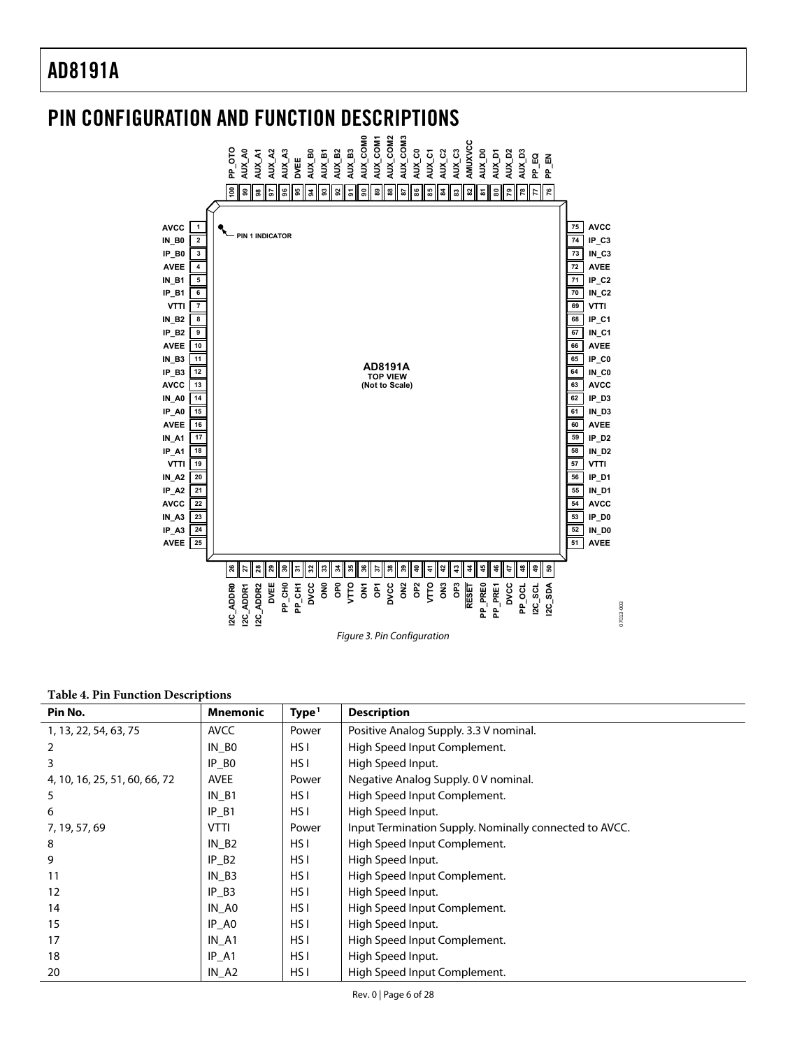## PIN CONFIGURATION AND FUNCTION DESCRIPTIONS

Figure 3. Pin Configuration

**Table 4. Pin Function Descriptions**

| Pin No. | Mnemonic | Type[1] | Description |
|---|---|---|---|
| 1, 13, 22, 54, 63, 75 | AVCC | Power | Positive Analog Supply. 3.3 V nominal. |
| 2 | IN_B0 | HS I | High Speed Input Complement. |
| 3 | IP_B0 | HS I | High Speed Input. |
| 4, 10, 16, 25, 51, 60, 66, 72 | AVEE | Power | Negative Analog Supply. 0 V nominal. |
| 5 | IN_B1 | HS I | High Speed Input Complement. |
| 6 | IP_B1 | HS I | High Speed Input. |
| 7, 19, 57, 69 | VTTI | Power | Input Termination Supply. Nominally connected to AVCC. |
| 8 | IN_B2 | HS I | High Speed Input Complement. |
| 9 | IP_B2 | HS I | High Speed Input. |
| 11 | IN_B3 | HS I | High Speed Input Complement. |
| 12 | IP_B3 | HS I | High Speed Input. |
| 14 | IN_A0 | HS I | High Speed Input Complement. |
| 15 | IP_A0 | HS I | High Speed Input. |
| 17 | IN_A1 | HS I | High Speed Input Complement. |
| 18 | IP_A1 | HS I | High Speed Input. |
| 20 | IN_A2 | HS I | High Speed Input Complement. |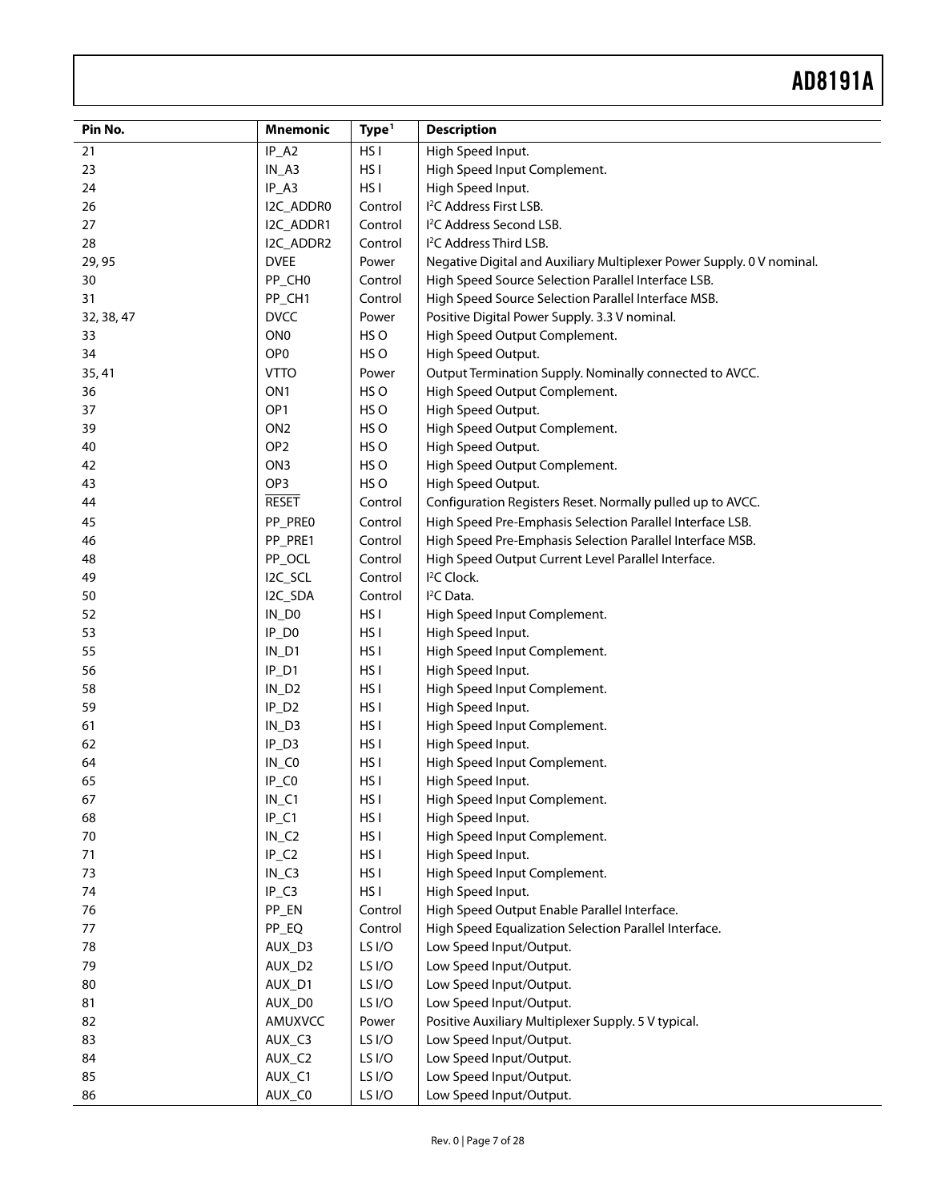| Pin No. | Mnemonic | Type[1] | Description |
|---|---|---|---|
| 21 | IP_A2 | HS I | High Speed Input. |
| 23 | IN_A3 | HS I | High Speed Input Complement. |
| 24 | IP_A3 | HS I | High Speed Input. |
| 26 | I2C_ADDR0 | Control | I²C Address First LSB. |
| 27 | I2C_ADDR1 | Control | I²C Address Second LSB. |
| 28 | I2C_ADDR2 | Control | I²C Address Third LSB. |
| 29, 95 | DVEE | Power | Negative Digital and Auxiliary Multiplexer Power Supply. 0 V nominal. |
| 30 | PP_CH0 | Control | High Speed Source Selection Parallel Interface LSB. |
| 31 | PP_CH1 | Control | High Speed Source Selection Parallel Interface MSB. |
| 32, 38, 47 | DVCC | Power | Positive Digital Power Supply. 3.3 V nominal. |
| 33 | ON0 | HS O | High Speed Output Complement. |
| 34 | OP0 | HS O | High Speed Output. |
| 35, 41 | VTTO | Power | Output Termination Supply. Nominally connected to AVCC. |
| 36 | ON1 | HS O | High Speed Output Complement. |
| 37 | OP1 | HS O | High Speed Output. |
| 39 | ON2 | HS O | High Speed Output Complement. |
| 40 | OP2 | HS O | High Speed Output. |
| 42 | ON3 | HS O | High Speed Output Complement. |
| 43 | OP3 | HS O | High Speed Output. |
| 44 | $\overline{\text{RESET}}$ | Control | Configuration Registers Reset. Normally pulled up to AVCC. |
| 45 | PP_PRE0 | Control | High Speed Pre-Emphasis Selection Parallel Interface LSB. |
| 46 | PP_PRE1 | Control | High Speed Pre-Emphasis Selection Parallel Interface MSB. |
| 48 | PP_OCL | Control | High Speed Output Current Level Parallel Interface. |
| 49 | I2C_SCL | Control | I²C Clock. |
| 50 | I2C_SDA | Control | I²C Data. |
| 52 | IN_D0 | HS I | High Speed Input Complement. |
| 53 | IP_D0 | HS I | High Speed Input. |
| 55 | IN_D1 | HS I | High Speed Input Complement. |
| 56 | IP_D1 | HS I | High Speed Input. |
| 58 | IN_D2 | HS I | High Speed Input Complement. |
| 59 | IP_D2 | HS I | High Speed Input. |
| 61 | IN_D3 | HS I | High Speed Input Complement. |
| 62 | IP_D3 | HS I | High Speed Input. |
| 64 | IN_C0 | HS I | High Speed Input Complement. |
| 65 | IP_C0 | HS I | High Speed Input. |
| 67 | IN_C1 | HS I | High Speed Input Complement. |
| 68 | IP_C1 | HS I | High Speed Input. |
| 70 | IN_C2 | HS I | High Speed Input Complement. |
| 71 | IP_C2 | HS I | High Speed Input. |
| 73 | IN_C3 | HS I | High Speed Input Complement. |
| 74 | IP_C3 | HS I | High Speed Input. |
| 76 | PP_EN | Control | High Speed Output Enable Parallel Interface. |
| 77 | PP_EQ | Control | High Speed Equalization Selection Parallel Interface. |
| 78 | AUX_D3 | LS I/O | Low Speed Input/Output. |
| 79 | AUX_D2 | LS I/O | Low Speed Input/Output. |
| 80 | AUX_D1 | LS I/O | Low Speed Input/Output. |
| 81 | AUX_D0 | LS I/O | Low Speed Input/Output. |
| 82 | AMUXVCC | Power | Positive Auxiliary Multiplexer Supply. 5 V typical. |
| 83 | AUX_C3 | LS I/O | Low Speed Input/Output. |
| 84 | AUX_C2 | LS I/O | Low Speed Input/Output. |
| 85 | AUX_C1 | LS I/O | Low Speed Input/Output. |
| 86 | AUX_C0 | LS I/O | Low Speed Input/Output. |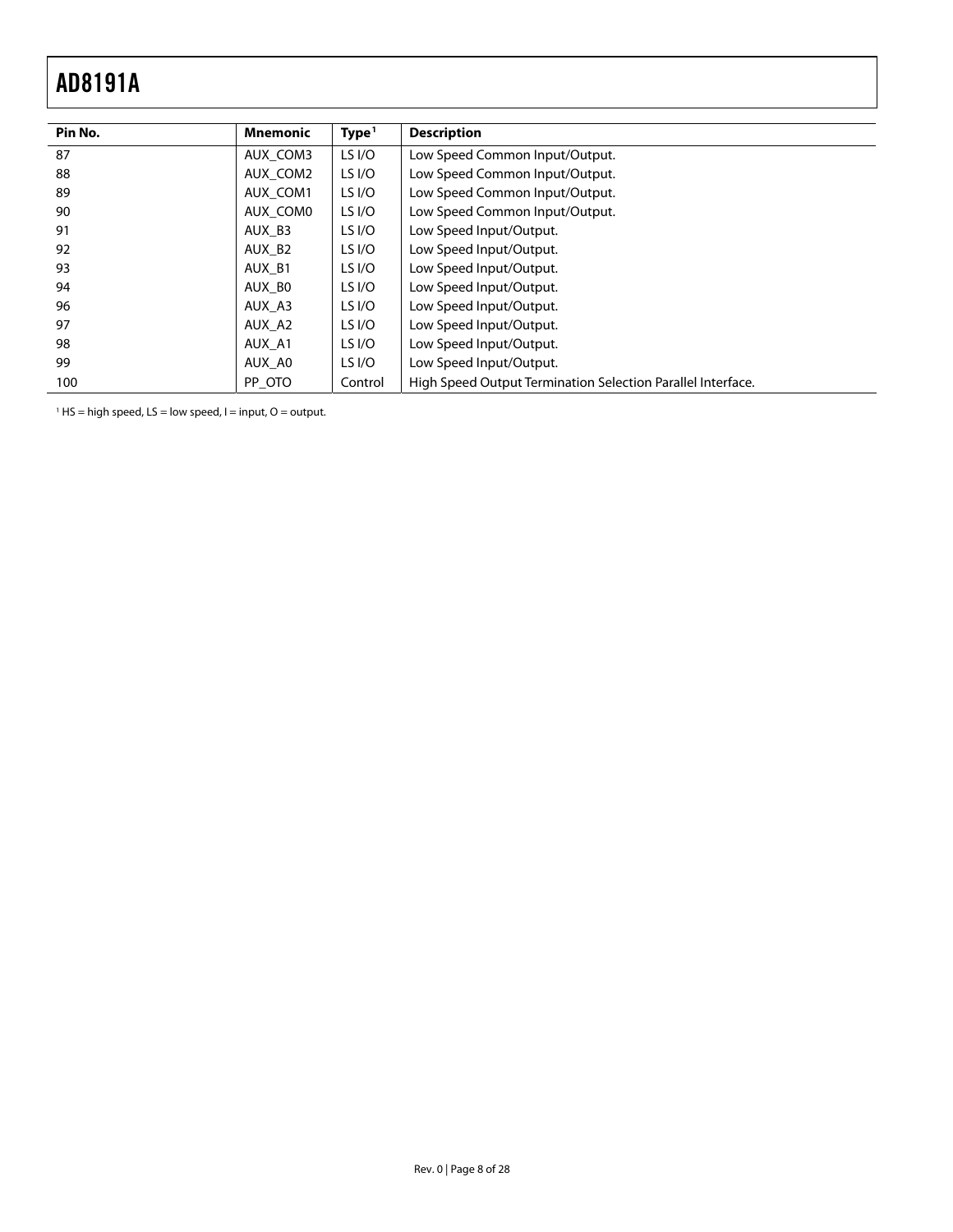| Pin No. | Mnemonic | Type[1] | Description |
| --- | --- | --- | --- |
| 87 | AUX_COM3 | LS I/O | Low Speed Common Input/Output. |
| 88 | AUX_COM2 | LS I/O | Low Speed Common Input/Output. |
| 89 | AUX_COM1 | LS I/O | Low Speed Common Input/Output. |
| 90 | AUX_COM0 | LS I/O | Low Speed Common Input/Output. |
| 91 | AUX_B3 | LS I/O | Low Speed Input/Output. |
| 92 | AUX_B2 | LS I/O | Low Speed Input/Output. |
| 93 | AUX_B1 | LS I/O | Low Speed Input/Output. |
| 94 | AUX_B0 | LS I/O | Low Speed Input/Output. |
| 96 | AUX_A3 | LS I/O | Low Speed Input/Output. |
| 97 | AUX_A2 | LS I/O | Low Speed Input/Output. |
| 98 | AUX_A1 | LS I/O | Low Speed Input/Output. |
| 99 | AUX_A0 | LS I/O | Low Speed Input/Output. |
| 100 | PP_OTO | Control | High Speed Output Termination Selection Parallel Interface. |

[1] HS = high speed, LS = low speed, I = input, O = output.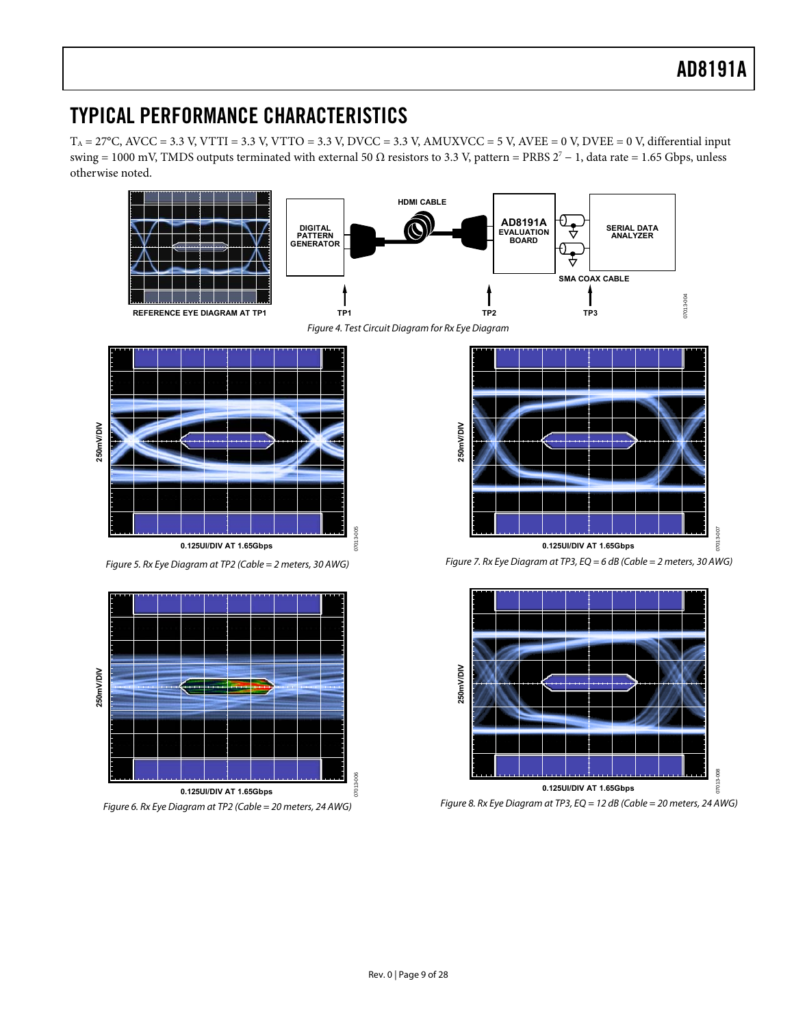## TYPICAL PERFORMANCE CHARACTERISTICS

$T_A$ = 27°C, AVCC = 3.3 V, VTTI = 3.3 V, VTTO = 3.3 V, DVCC = 3.3 V, AMUXVCC = 5 V, AVEE = 0 V, DVEE = 0 V, differential input swing = 1000 mV, TMDS outputs terminated with external 50 Ω resistors to 3.3 V, pattern = PRBS $2^7 - 1$, data rate = 1.65 Gbps, unless otherwise noted.

*Figure 4. Test Circuit Diagram for Rx Eye Diagram*

*Figure 5. Rx Eye Diagram at TP2 (Cable = 2 meters, 30 AWG)*

*Figure 6. Rx Eye Diagram at TP2 (Cable = 20 meters, 24 AWG)*

*Figure 7. Rx Eye Diagram at TP3, EQ = 6 dB (Cable = 2 meters, 30 AWG)*

*Figure 8. Rx Eye Diagram at TP3, EQ = 12 dB (Cable = 20 meters, 24 AWG)*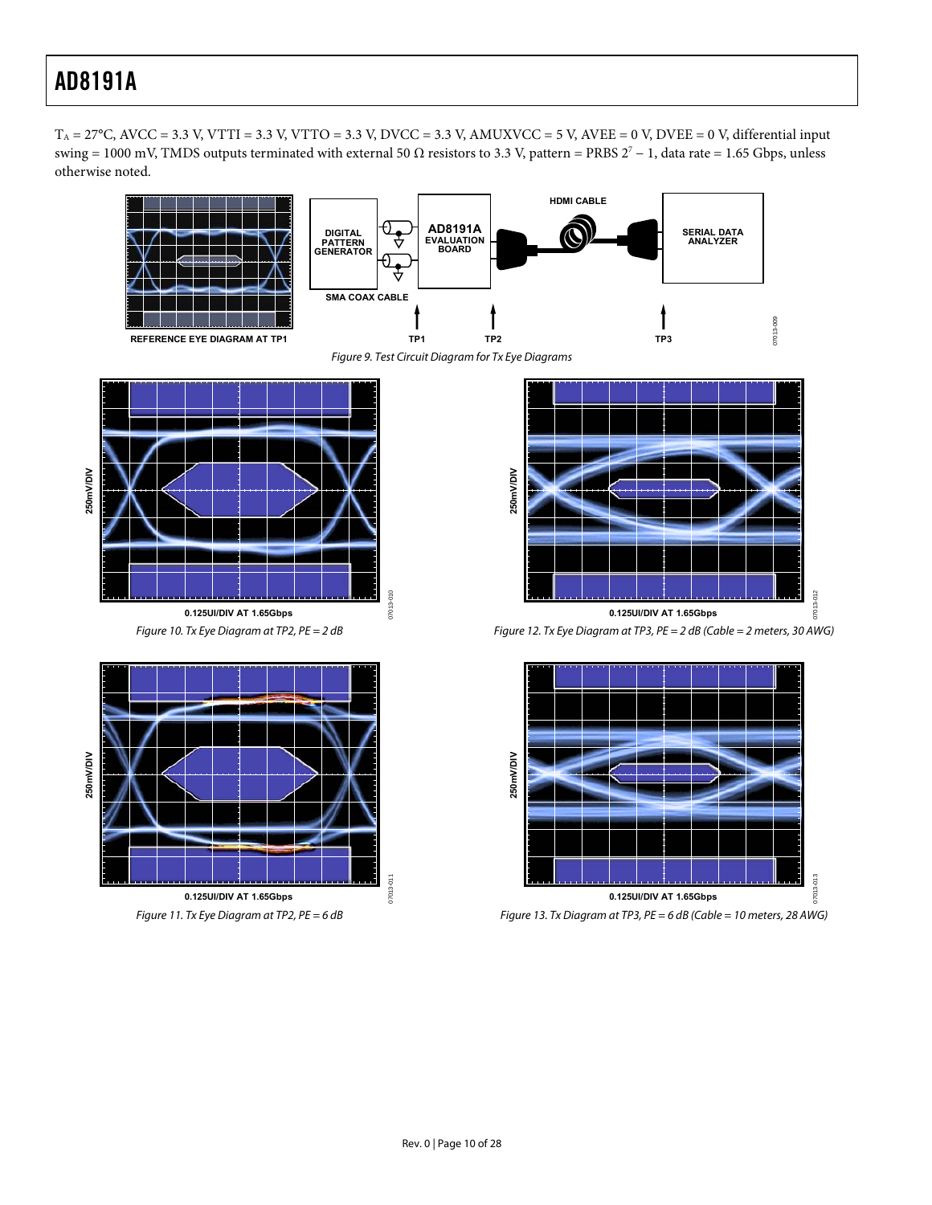$T_A$ = 27°C, AVCC = 3.3 V, VTTI = 3.3 V, VTTO = 3.3 V, DVCC = 3.3 V, AMUXVCC = 5 V, AVEE = 0 V, DVEE = 0 V, differential input swing = 1000 mV, TMDS outputs terminated with external 50 Ω resistors to 3.3 V, pattern = PRBS $2^7 - 1$, data rate = 1.65 Gbps, unless otherwise noted.

*Figure 9. Test Circuit Diagram for Tx Eye Diagrams*

*Figure 10. Tx Eye Diagram at TP2, PE = 2 dB*

*Figure 11. Tx Eye Diagram at TP2, PE = 6 dB*

*Figure 12. Tx Eye Diagram at TP3, PE = 2 dB (Cable = 2 meters, 30 AWG)*

*Figure 13. Tx Diagram at TP3, PE = 6 dB (Cable = 10 meters, 28 AWG)*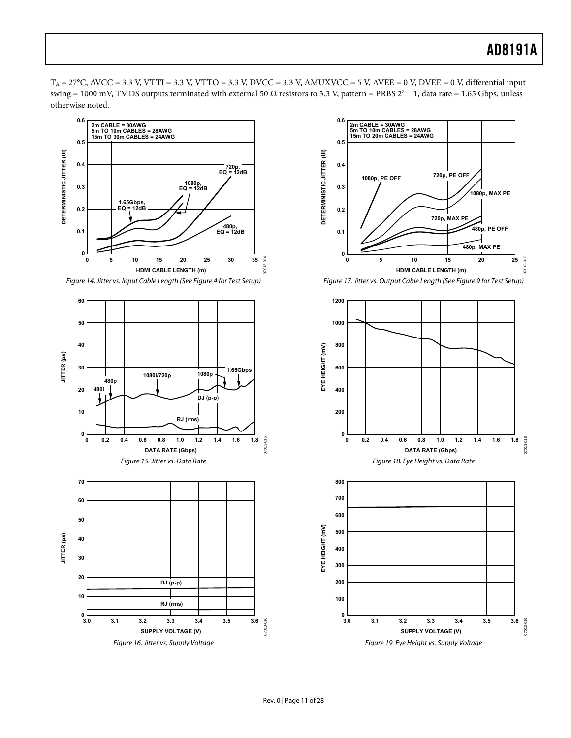$T_A$ = 27°C, AVCC = 3.3 V, VTTI = 3.3 V, VTTO = 3.3 V, DVCC = 3.3 V, AMUXVCC = 5 V, AVEE = 0 V, DVEE = 0 V, differential input swing = 1000 mV, TMDS outputs terminated with external 50 Ω resistors to 3.3 V, pattern = PRBS $2^7 - 1$, data rate = 1.65 Gbps, unless otherwise noted.

*Figure 14. Jitter vs. Input Cable Length (See Figure 4 for Test Setup)*

*Figure 15. Jitter vs. Data Rate*

*Figure 16. Jitter vs. Supply Voltage*

*Figure 17. Jitter vs. Output Cable Length (See Figure 9 for Test Setup)*

*Figure 18. Eye Height vs. Data Rate*

*Figure 19. Eye Height vs. Supply Voltage*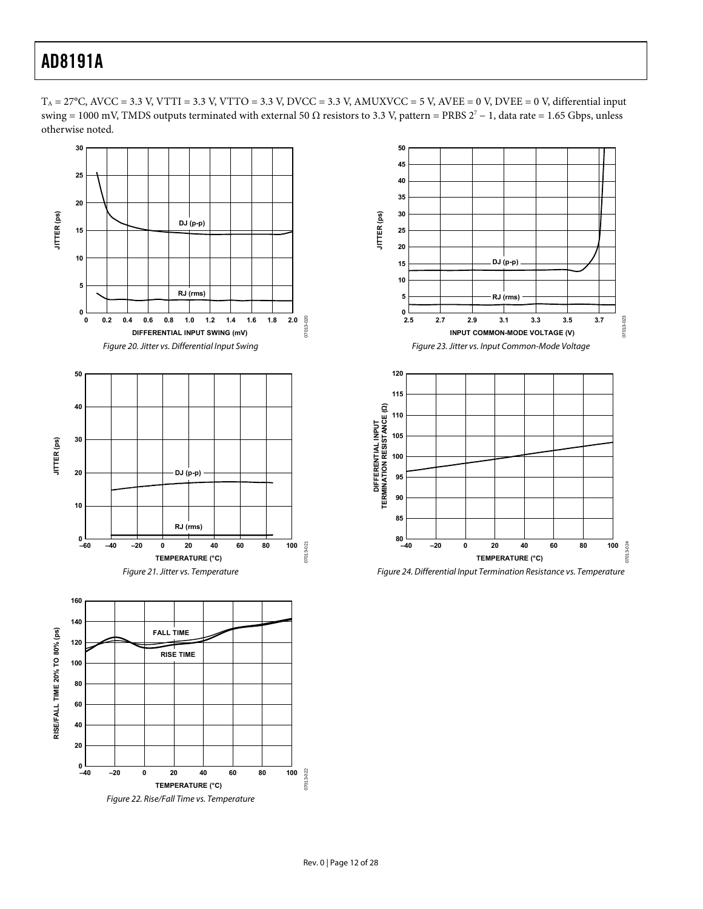$T_A$ = 27°C, AVCC = 3.3 V, VTTI = 3.3 V, VTTO = 3.3 V, DVCC = 3.3 V, AMUXVCC = 5 V, AVEE = 0 V, DVEE = 0 V, differential input swing = 1000 mV, TMDS outputs terminated with external 50 Ω resistors to 3.3 V, pattern = PRBS $2^7 - 1$, data rate = 1.65 Gbps, unless otherwise noted.

*Figure 20. Jitter vs. Differential Input Swing*

*Figure 21. Jitter vs. Temperature*

*Figure 22. Rise/Fall Time vs. Temperature*

*Figure 23. Jitter vs. Input Common-Mode Voltage*

*Figure 24. Differential Input Termination Resistance vs. Temperature*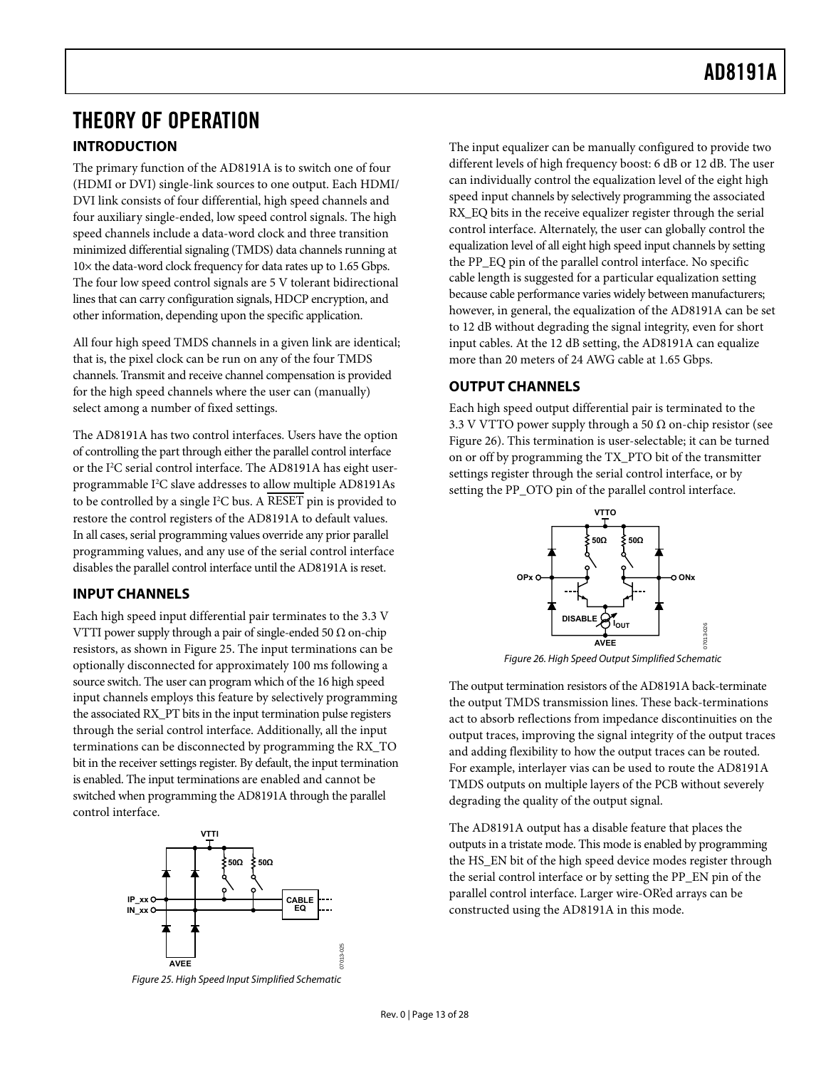# THEORY OF OPERATION

## INTRODUCTION

The primary function of the AD8191A is to switch one of four (HDMI or DVI) single-link sources to one output. Each HDMI/DVI link consists of four differential, high speed channels and four auxiliary single-ended, low speed control signals. The high speed channels include a data-word clock and three transition minimized differential signaling (TMDS) data channels running at 10× the data-word clock frequency for data rates up to 1.65 Gbps. The four low speed control signals are 5 V tolerant bidirectional lines that can carry configuration signals, HDCP encryption, and other information, depending upon the specific application.

All four high speed TMDS channels in a given link are identical; that is, the pixel clock can be run on any of the four TMDS channels. Transmit and receive channel compensation is provided for the high speed channels where the user can (manually) select among a number of fixed settings.

The AD8191A has two control interfaces. Users have the option of controlling the part through either the parallel control interface or the I²C serial control interface. The AD8191A has eight user-programmable I²C slave addresses to allow multiple AD8191As to be controlled by a single I²C bus. A $\overline{\text{RESET}}$ pin is provided to restore the control registers of the AD8191A to default values. In all cases, serial programming values override any prior parallel programming values, and any use of the serial control interface disables the parallel control interface until the AD8191A is reset.

## INPUT CHANNELS

Each high speed input differential pair terminates to the 3.3 V VTTI power supply through a pair of single-ended 50 Ω on-chip resistors, as shown in Figure 25. The input terminations can be optionally disconnected for approximately 100 ms following a source switch. The user can program which of the 16 high speed input channels employs this feature by selectively programming the associated RX_PT bits in the input termination pulse registers through the serial control interface. Additionally, all the input terminations can be disconnected by programming the RX_TO bit in the receiver settings register. By default, the input termination is enabled. The input terminations are enabled and cannot be switched when programming the AD8191A through the parallel control interface.

*Figure 25. High Speed Input Simplified Schematic*

The input equalizer can be manually configured to provide two different levels of high frequency boost: 6 dB or 12 dB. The user can individually control the equalization level of the eight high speed input channels by selectively programming the associated RX_EQ bits in the receive equalizer register through the serial control interface. Alternately, the user can globally control the equalization level of all eight high speed input channels by setting the PP_EQ pin of the parallel control interface. No specific cable length is suggested for a particular equalization setting because cable performance varies widely between manufacturers; however, in general, the equalization of the AD8191A can be set to 12 dB without degrading the signal integrity, even for short input cables. At the 12 dB setting, the AD8191A can equalize more than 20 meters of 24 AWG cable at 1.65 Gbps.

## OUTPUT CHANNELS

Each high speed output differential pair is terminated to the 3.3 V VTTO power supply through a 50 Ω on-chip resistor (see Figure 26). This termination is user-selectable; it can be turned on or off by programming the TX_PTO bit of the transmitter settings register through the serial control interface, or by setting the PP_OTO pin of the parallel control interface.

*Figure 26. High Speed Output Simplified Schematic*

The output termination resistors of the AD8191A back-terminate the output TMDS transmission lines. These back-terminations act to absorb reflections from impedance discontinuities on the output traces, improving the signal integrity of the output traces and adding flexibility to how the output traces can be routed. For example, interlayer vias can be used to route the AD8191A TMDS outputs on multiple layers of the PCB without severely degrading the quality of the output signal.

The AD8191A output has a disable feature that places the outputs in a tristate mode. This mode is enabled by programming the HS_EN bit of the high speed device modes register through the serial control interface or by setting the PP_EN pin of the parallel control interface. Larger wire-OR'ed arrays can be constructed using the AD8191A in this mode.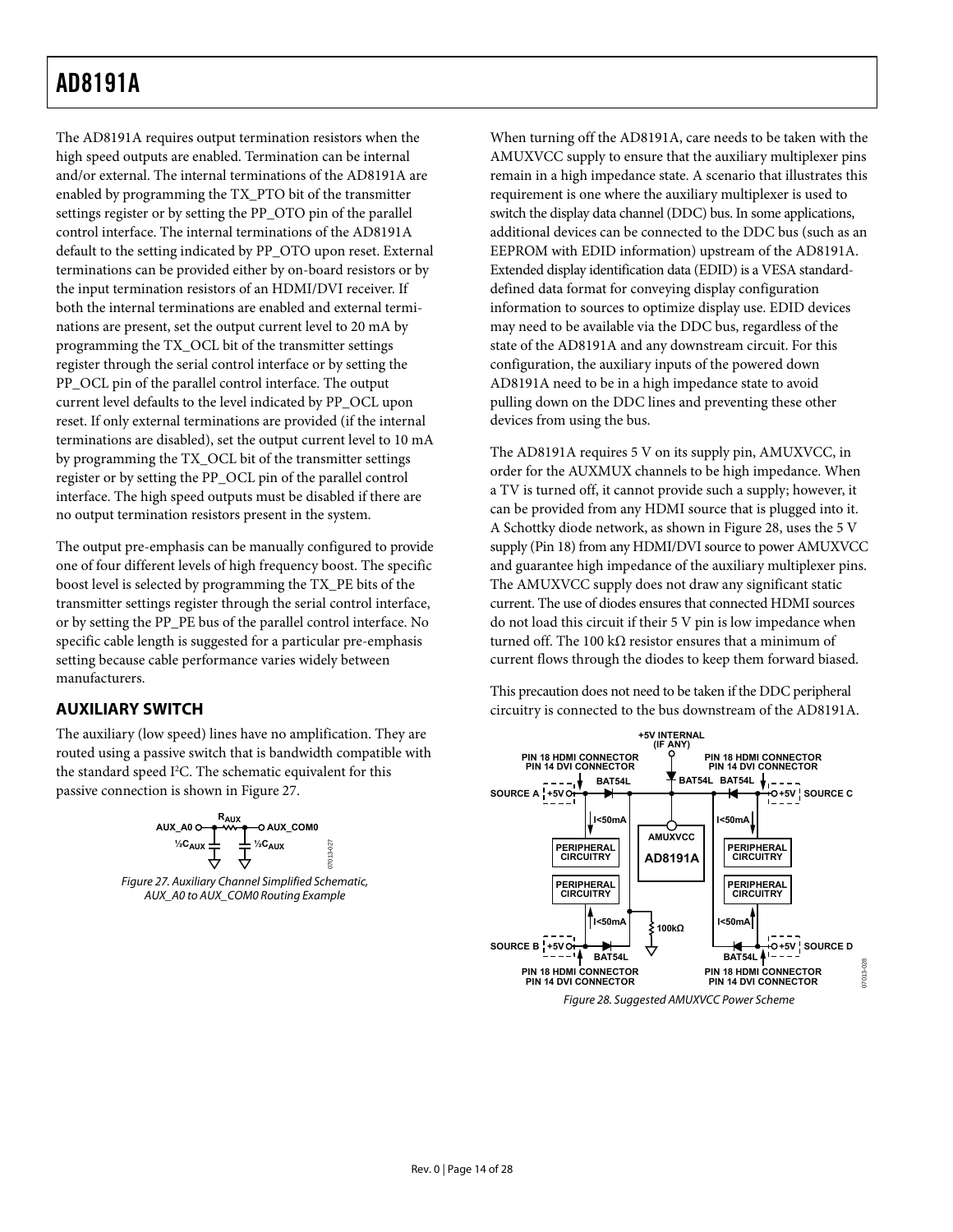The AD8191A requires output termination resistors when the high speed outputs are enabled. Termination can be internal and/or external. The internal terminations of the AD8191A are enabled by programming the TX_PTO bit of the transmitter settings register or by setting the PP_OTO pin of the parallel control interface. The internal terminations of the AD8191A default to the setting indicated by PP_OTO upon reset. External terminations can be provided either by on-board resistors or by the input termination resistors of an HDMI/DVI receiver. If both the internal terminations are enabled and external terminations are present, set the output current level to 20 mA by programming the TX_OCL bit of the transmitter settings register through the serial control interface or by setting the PP_OCL pin of the parallel control interface. The output current level defaults to the level indicated by PP_OCL upon reset. If only external terminations are provided (if the internal terminations are disabled), set the output current level to 10 mA by programming the TX_OCL bit of the transmitter settings register or by setting the PP_OCL pin of the parallel control interface. The high speed outputs must be disabled if there are no output termination resistors present in the system.

The output pre-emphasis can be manually configured to provide one of four different levels of high frequency boost. The specific boost level is selected by programming the TX_PE bits of the transmitter settings register through the serial control interface, or by setting the PP_PE bus of the parallel control interface. No specific cable length is suggested for a particular pre-emphasis setting because cable performance varies widely between manufacturers.

## AUXILIARY SWITCH

The auxiliary (low speed) lines have no amplification. They are routed using a passive switch that is bandwidth compatible with the standard speed I[2]C. The schematic equivalent for this passive connection is shown in Figure 27.

*Figure 27. Auxiliary Channel Simplified Schematic, AUX_A0 to AUX_COM0 Routing Example*

When turning off the AD8191A, care needs to be taken with the AMUXVCC supply to ensure that the auxiliary multiplexer pins remain in a high impedance state. A scenario that illustrates this requirement is one where the auxiliary multiplexer is used to switch the display data channel (DDC) bus. In some applications, additional devices can be connected to the DDC bus (such as an EEPROM with EDID information) upstream of the AD8191A. Extended display identification data (EDID) is a VESA standard-defined data format for conveying display configuration information to sources to optimize display use. EDID devices may need to be available via the DDC bus, regardless of the state of the AD8191A and any downstream circuit. For this configuration, the auxiliary inputs of the powered down AD8191A need to be in a high impedance state to avoid pulling down on the DDC lines and preventing these other devices from using the bus.

The AD8191A requires 5 V on its supply pin, AMUXVCC, in order for the AUXMUX channels to be high impedance. When a TV is turned off, it cannot provide such a supply; however, it can be provided from any HDMI source that is plugged into it. A Schottky diode network, as shown in Figure 28, uses the 5 V supply (Pin 18) from any HDMI/DVI source to power AMUXVCC and guarantee high impedance of the auxiliary multiplexer pins. The AMUXVCC supply does not draw any significant static current. The use of diodes ensures that connected HDMI sources do not load this circuit if their 5 V pin is low impedance when turned off. The 100 kΩ resistor ensures that a minimum of current flows through the diodes to keep them forward biased.

This precaution does not need to be taken if the DDC peripheral circuitry is connected to the bus downstream of the AD8191A.

*Figure 28. Suggested AMUXVCC Power Scheme*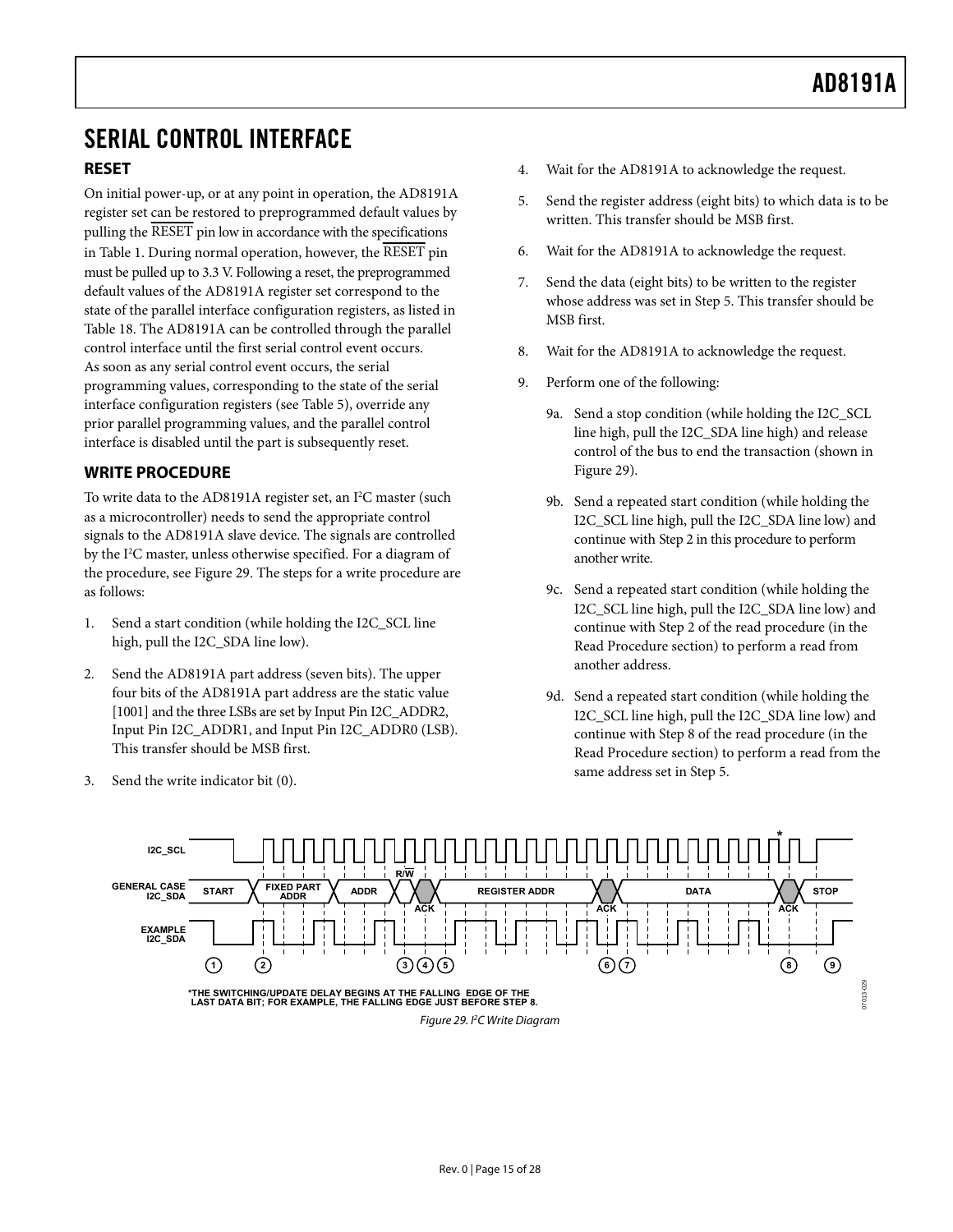## SERIAL CONTROL INTERFACE

### RESET

On initial power-up, or at any point in operation, the AD8191A register set can be restored to preprogrammed default values by pulling the $\overline{\text{RESET}}$ pin low in accordance with the specifications in Table 1. During normal operation, however, the $\overline{\text{RESET}}$ pin must be pulled up to 3.3 V. Following a reset, the preprogrammed default values of the AD8191A register set correspond to the state of the parallel interface configuration registers, as listed in Table 18. The AD8191A can be controlled through the parallel control interface until the first serial control event occurs. As soon as any serial control event occurs, the serial programming values, corresponding to the state of the serial interface configuration registers (see Table 5), override any prior parallel programming values, and the parallel control interface is disabled until the part is subsequently reset.

### WRITE PROCEDURE

To write data to the AD8191A register set, an I$^2$C master (such as a microcontroller) needs to send the appropriate control signals to the AD8191A slave device. The signals are controlled by the I$^2$C master, unless otherwise specified. For a diagram of the procedure, see Figure 29. The steps for a write procedure are as follows:

1. Send a start condition (while holding the I2C_SCL line high, pull the I2C_SDA line low).
2. Send the AD8191A part address (seven bits). The upper four bits of the AD8191A part address are the static value [1001] and the three LSBs are set by Input Pin I2C_ADDR2, Input Pin I2C_ADDR1, and Input Pin I2C_ADDR0 (LSB). This transfer should be MSB first.
3. Send the write indicator bit (0).
4. Wait for the AD8191A to acknowledge the request.
5. Send the register address (eight bits) to which data is to be written. This transfer should be MSB first.
6. Wait for the AD8191A to acknowledge the request.
7. Send the data (eight bits) to be written to the register whose address was set in Step 5. This transfer should be MSB first.
8. Wait for the AD8191A to acknowledge the request.
9. Perform one of the following:

   9a. Send a stop condition (while holding the I2C_SCL line high, pull the I2C_SDA line high) and release control of the bus to end the transaction (shown in Figure 29).

   9b. Send a repeated start condition (while holding the I2C_SCL line high, pull the I2C_SDA line low) and continue with Step 2 in this procedure to perform another write.

   9c. Send a repeated start condition (while holding the I2C_SCL line high, pull the I2C_SDA line low) and continue with Step 2 of the read procedure (in the Read Procedure section) to perform a read from another address.

   9d. Send a repeated start condition (while holding the I2C_SCL line high, pull the I2C_SDA line low) and continue with Step 8 of the read procedure (in the Read Procedure section) to perform a read from the same address set in Step 5.

*THE SWITCHING/UPDATE DELAY BEGINS AT THE FALLING EDGE OF THE LAST DATA BIT; FOR EXAMPLE, THE FALLING EDGE JUST BEFORE STEP 8.

*Figure 29. I$^2$C Write Diagram*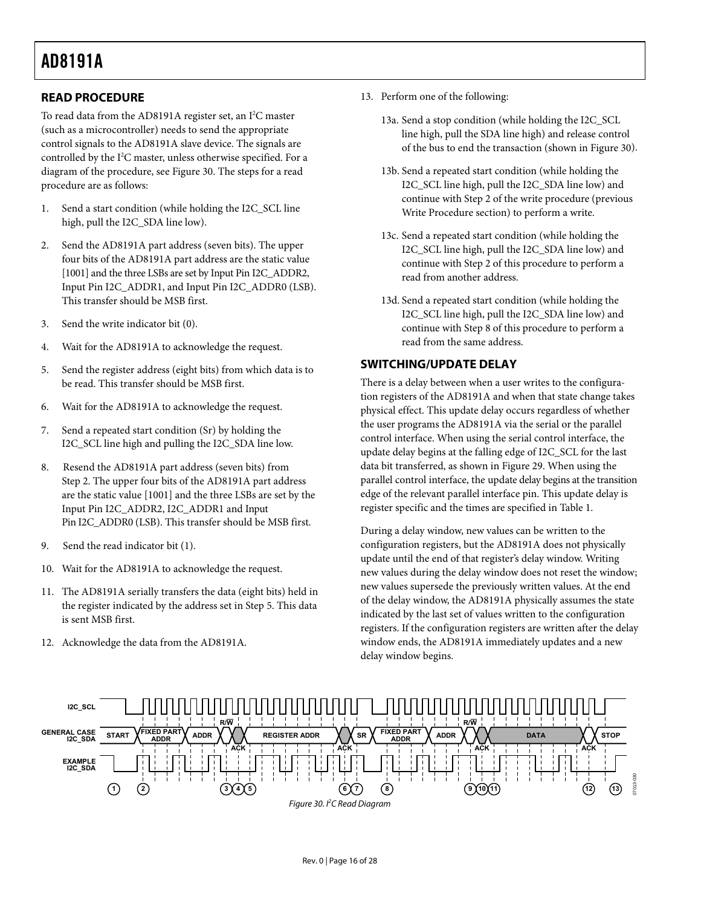## READ PROCEDURE

To read data from the AD8191A register set, an I$^2$C master (such as a microcontroller) needs to send the appropriate control signals to the AD8191A slave device. The signals are controlled by the I$^2$C master, unless otherwise specified. For a diagram of the procedure, see Figure 30. The steps for a read procedure are as follows:

1. Send a start condition (while holding the I2C_SCL line high, pull the I2C_SDA line low).
2. Send the AD8191A part address (seven bits). The upper four bits of the AD8191A part address are the static value [1001] and the three LSBs are set by Input Pin I2C_ADDR2, Input Pin I2C_ADDR1, and Input Pin I2C_ADDR0 (LSB). This transfer should be MSB first.
3. Send the write indicator bit (0).
4. Wait for the AD8191A to acknowledge the request.
5. Send the register address (eight bits) from which data is to be read. This transfer should be MSB first.
6. Wait for the AD8191A to acknowledge the request.
7. Send a repeated start condition (Sr) by holding the I2C_SCL line high and pulling the I2C_SDA line low.
8. Resend the AD8191A part address (seven bits) from Step 2. The upper four bits of the AD8191A part address are the static value [1001] and the three LSBs are set by the Input Pin I2C_ADDR2, I2C_ADDR1 and Input Pin I2C_ADDR0 (LSB). This transfer should be MSB first.
9. Send the read indicator bit (1).
10. Wait for the AD8191A to acknowledge the request.
11. The AD8191A serially transfers the data (eight bits) held in the register indicated by the address set in Step 5. This data is sent MSB first.
12. Acknowledge the data from the AD8191A.
13. Perform one of the following:

    13a. Send a stop condition (while holding the I2C_SCL line high, pull the SDA line high) and release control of the bus to end the transaction (shown in Figure 30).

    13b. Send a repeated start condition (while holding the I2C_SCL line high, pull the I2C_SDA line low) and continue with Step 2 of the write procedure (previous Write Procedure section) to perform a write.

    13c. Send a repeated start condition (while holding the I2C_SCL line high, pull the I2C_SDA line low) and continue with Step 2 of this procedure to perform a read from another address.

    13d. Send a repeated start condition (while holding the I2C_SCL line high, pull the I2C_SDA line low) and continue with Step 8 of this procedure to perform a read from the same address.

## SWITCHING/UPDATE DELAY

There is a delay between when a user writes to the configuration registers of the AD8191A and when that state change takes physical effect. This update delay occurs regardless of whether the user programs the AD8191A via the serial or the parallel control interface. When using the serial control interface, the update delay begins at the falling edge of I2C_SCL for the last data bit transferred, as shown in Figure 29. When using the parallel control interface, the update delay begins at the transition edge of the relevant parallel interface pin. This update delay is register specific and the times are specified in Table 1.

During a delay window, new values can be written to the configuration registers, but the AD8191A does not physically update until the end of that register's delay window. Writing new values during the delay window does not reset the window; new values supersede the previously written values. At the end of the delay window, the AD8191A physically assumes the state indicated by the last set of values written to the configuration registers. If the configuration registers are written after the delay window ends, the AD8191A immediately updates and a new delay window begins.

*Figure 30. I$^2$C Read Diagram*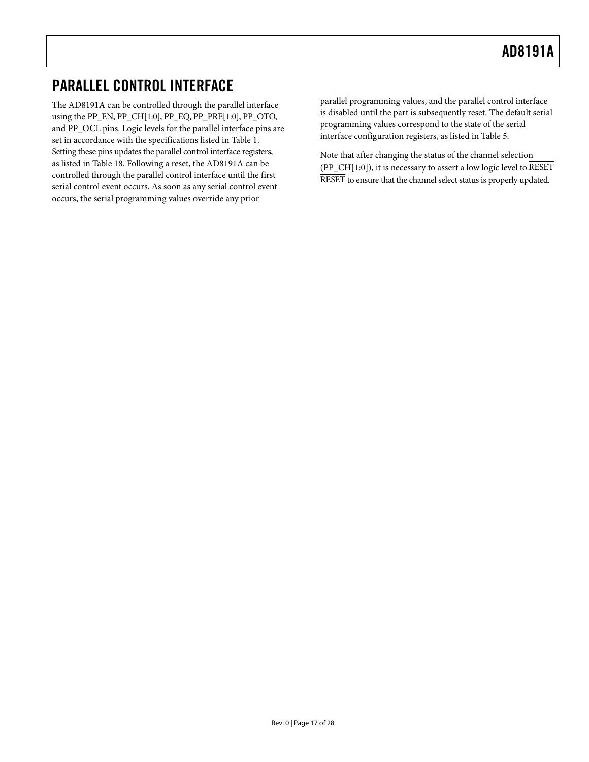## PARALLEL CONTROL INTERFACE

The AD8191A can be controlled through the parallel interface using the PP_EN, PP_CH[1:0], PP_EQ, PP_PRE[1:0], PP_OTO, and PP_OCL pins. Logic levels for the parallel interface pins are set in accordance with the specifications listed in Table 1. Setting these pins updates the parallel control interface registers, as listed in Table 18. Following a reset, the AD8191A can be controlled through the parallel control interface until the first serial control event occurs. As soon as any serial control event occurs, the serial programming values override any prior parallel programming values, and the parallel control interface is disabled until the part is subsequently reset. The default serial programming values correspond to the state of the serial interface configuration registers, as listed in Table 5.

Note that after changing the status of the channel selection (PP_CH[1:0]), it is necessary to assert a low logic level to $\overline{\text{RESET}}$ to ensure that the channel select status is properly updated.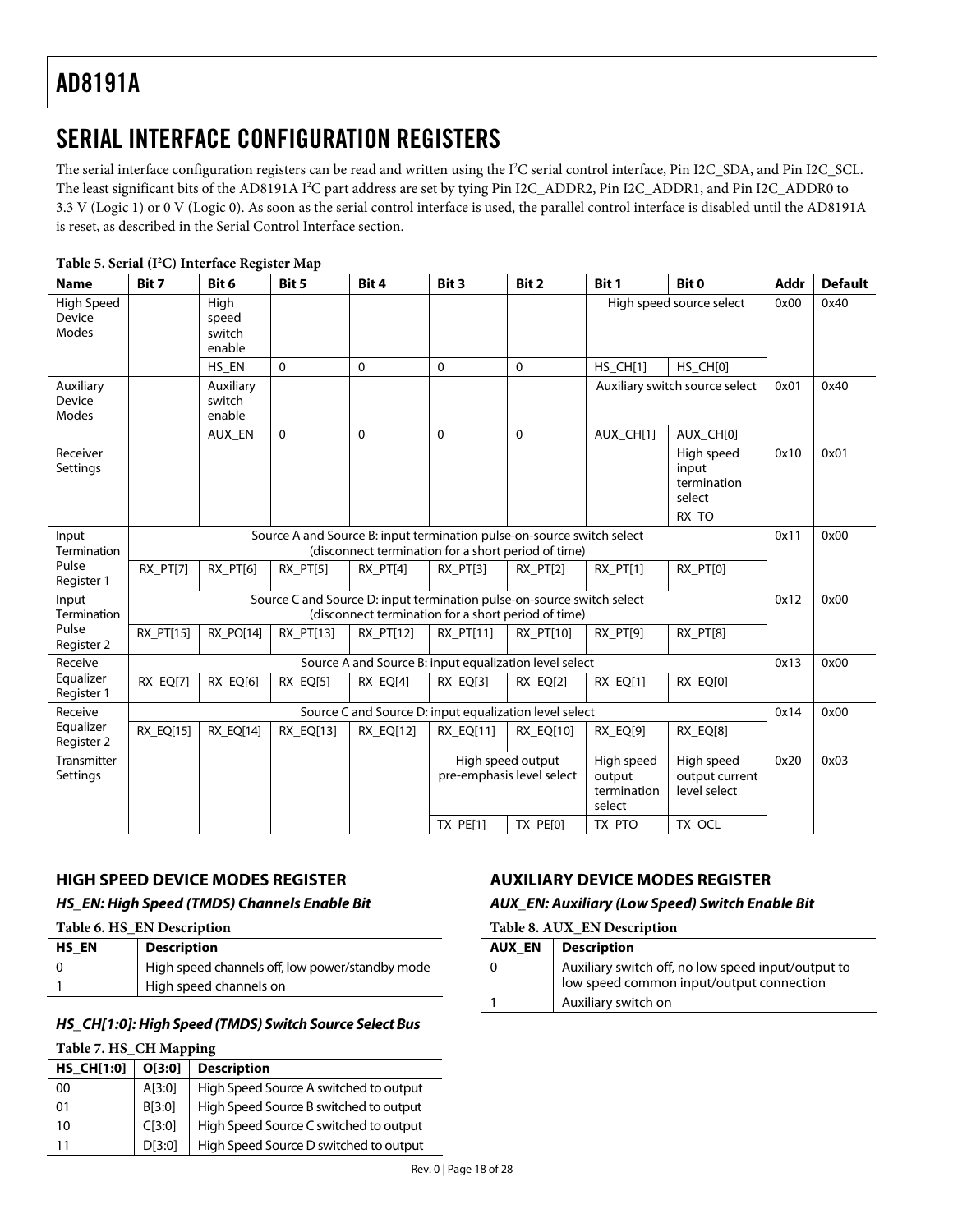# SERIAL INTERFACE CONFIGURATION REGISTERS

The serial interface configuration registers can be read and written using the I²C serial control interface, Pin I2C_SDA, and Pin I2C_SCL. The least significant bits of the AD8191A I²C part address are set by tying Pin I2C_ADDR2, Pin I2C_ADDR1, and Pin I2C_ADDR0 to 3.3 V (Logic 1) or 0 V (Logic 0). As soon as the serial control interface is used, the parallel control interface is disabled until the AD8191A is reset, as described in the Serial Control Interface section.

**Table 5. Serial (I²C) Interface Register Map**

| Name | Bit 7 | Bit 6 | Bit 5 | Bit 4 | Bit 3 | Bit 2 | Bit 1 | Bit 0 | Addr | Default |
|---|---|---|---|---|---|---|---|---|---|---|
| High Speed Device Modes | | High speed switch enable | | | | | High speed source select | | 0x00 | 0x40 |
| | | HS_EN | 0 | 0 | 0 | 0 | HS_CH[1] | HS_CH[0] | | |
| Auxiliary Device Modes | | Auxiliary switch enable | | | | | Auxiliary switch source select | | 0x01 | 0x40 |
| | | AUX_EN | 0 | 0 | 0 | 0 | AUX_CH[1] | AUX_CH[0] | | |
| Receiver Settings | | | | | | | | High speed input termination select | 0x10 | 0x01 |
| | | | | | | | | RX_TO | | |
| Input Termination Pulse Register 1 | Source A and Source B: input termination pulse-on-source switch select (disconnect termination for a short period of time) | | | | | | | | 0x11 | 0x00 |
| | RX_PT[7] | RX_PT[6] | RX_PT[5] | RX_PT[4] | RX_PT[3] | RX_PT[2] | RX_PT[1] | RX_PT[0] | | |
| Input Termination Pulse Register 2 | Source C and Source D: input termination pulse-on-source switch select (disconnect termination for a short period of time) | | | | | | | | 0x12 | 0x00 |
| | RX_PT[15] | RX_PO[14] | RX_PT[13] | RX_PT[12] | RX_PT[11] | RX_PT[10] | RX_PT[9] | RX_PT[8] | | |
| Receive Equalizer Register 1 | Source A and Source B: input equalization level select | | | | | | | | 0x13 | 0x00 |
| | RX_EQ[7] | RX_EQ[6] | RX_EQ[5] | RX_EQ[4] | RX_EQ[3] | RX_EQ[2] | RX_EQ[1] | RX_EQ[0] | | |
| Receive Equalizer Register 2 | Source C and Source D: input equalization level select | | | | | | | | 0x14 | 0x00 |
| | RX_EQ[15] | RX_EQ[14] | RX_EQ[13] | RX_EQ[12] | RX_EQ[11] | RX_EQ[10] | RX_EQ[9] | RX_EQ[8] | | |
| Transmitter Settings | | | | | High speed output pre-emphasis level select | | High speed output termination select | High speed output current level select | 0x20 | 0x03 |
| | | | | | TX_PE[1] | TX_PE[0] | TX_PTO | TX_OCL | | |

## HIGH SPEED DEVICE MODES REGISTER

### *HS_EN: High Speed (TMDS) Channels Enable Bit*

**Table 6. HS_EN Description**

| HS_EN | Description |
|---|---|
| 0 | High speed channels off, low power/standby mode |
| 1 | High speed channels on |

### *HS_CH[1:0]: High Speed (TMDS) Switch Source Select Bus*

**Table 7. HS_CH Mapping**

| HS_CH[1:0] | O[3:0] | Description |
|---|---|---|
| 00 | A[3:0] | High Speed Source A switched to output |
| 01 | B[3:0] | High Speed Source B switched to output |
| 10 | C[3:0] | High Speed Source C switched to output |
| 11 | D[3:0] | High Speed Source D switched to output |

## AUXILIARY DEVICE MODES REGISTER

### *AUX_EN: Auxiliary (Low Speed) Switch Enable Bit*

**Table 8. AUX_EN Description**

| AUX_EN | Description |
|---|---|
| 0 | Auxiliary switch off, no low speed input/output to low speed common input/output connection |
| 1 | Auxiliary switch on |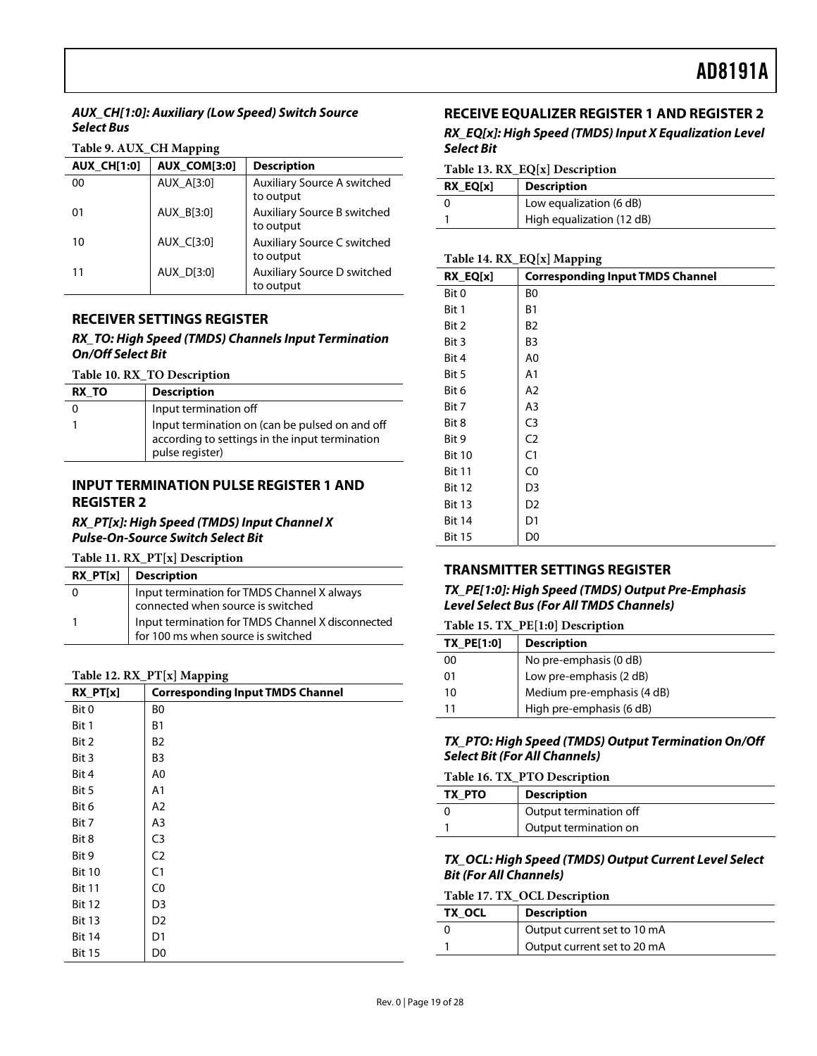#### *AUX_CH[1:0]: Auxiliary (Low Speed) Switch Source Select Bus*

**Table 9. AUX_CH Mapping**

| AUX_CH[1:0] | AUX_COM[3:0] | Description |
|---|---|---|
| 00 | AUX_A[3:0] | Auxiliary Source A switched to output |
| 01 | AUX_B[3:0] | Auxiliary Source B switched to output |
| 10 | AUX_C[3:0] | Auxiliary Source C switched to output |
| 11 | AUX_D[3:0] | Auxiliary Source D switched to output |

### RECEIVER SETTINGS REGISTER

#### *RX_TO: High Speed (TMDS) Channels Input Termination On/Off Select Bit*

**Table 10. RX_TO Description**

| RX_TO | Description |
|---|---|
| 0 | Input termination off |
| 1 | Input termination on (can be pulsed on and off according to settings in the input termination pulse register) |

### INPUT TERMINATION PULSE REGISTER 1 AND REGISTER 2

#### *RX_PT[x]: High Speed (TMDS) Input Channel X Pulse-On-Source Switch Select Bit*

**Table 11. RX_PT[x] Description**

| RX_PT[x] | Description |
|---|---|
| 0 | Input termination for TMDS Channel X always connected when source is switched |
| 1 | Input termination for TMDS Channel X disconnected for 100 ms when source is switched |

**Table 12. RX_PT[x] Mapping**

| RX_PT[x] | Corresponding Input TMDS Channel |
|---|---|
| Bit 0 | B0 |
| Bit 1 | B1 |
| Bit 2 | B2 |
| Bit 3 | B3 |
| Bit 4 | A0 |
| Bit 5 | A1 |
| Bit 6 | A2 |
| Bit 7 | A3 |
| Bit 8 | C3 |
| Bit 9 | C2 |
| Bit 10 | C1 |
| Bit 11 | C0 |
| Bit 12 | D3 |
| Bit 13 | D2 |
| Bit 14 | D1 |
| Bit 15 | D0 |

### RECEIVE EQUALIZER REGISTER 1 AND REGISTER 2

#### *RX_EQ[x]: High Speed (TMDS) Input X Equalization Level Select Bit*

**Table 13. RX_EQ[x] Description**

| RX_EQ[x] | Description |
|---|---|
| 0 | Low equalization (6 dB) |
| 1 | High equalization (12 dB) |

**Table 14. RX_EQ[x] Mapping**

| RX_EQ[x] | Corresponding Input TMDS Channel |
|---|---|
| Bit 0 | B0 |
| Bit 1 | B1 |
| Bit 2 | B2 |
| Bit 3 | B3 |
| Bit 4 | A0 |
| Bit 5 | A1 |
| Bit 6 | A2 |
| Bit 7 | A3 |
| Bit 8 | C3 |
| Bit 9 | C2 |
| Bit 10 | C1 |
| Bit 11 | C0 |
| Bit 12 | D3 |
| Bit 13 | D2 |
| Bit 14 | D1 |
| Bit 15 | D0 |

### TRANSMITTER SETTINGS REGISTER

#### *TX_PE[1:0]: High Speed (TMDS) Output Pre-Emphasis Level Select Bus (For All TMDS Channels)*

**Table 15. TX_PE[1:0] Description**

| TX_PE[1:0] | Description |
|---|---|
| 00 | No pre-emphasis (0 dB) |
| 01 | Low pre-emphasis (2 dB) |
| 10 | Medium pre-emphasis (4 dB) |
| 11 | High pre-emphasis (6 dB) |

#### *TX_PTO: High Speed (TMDS) Output Termination On/Off Select Bit (For All Channels)*

**Table 16. TX_PTO Description**

| TX_PTO | Description |
|---|---|
| 0 | Output termination off |
| 1 | Output termination on |

#### *TX_OCL: High Speed (TMDS) Output Current Level Select Bit (For All Channels)*

**Table 17. TX_OCL Description**

| TX_OCL | Description |
|---|---|
| 0 | Output current set to 10 mA |
| 1 | Output current set to 20 mA |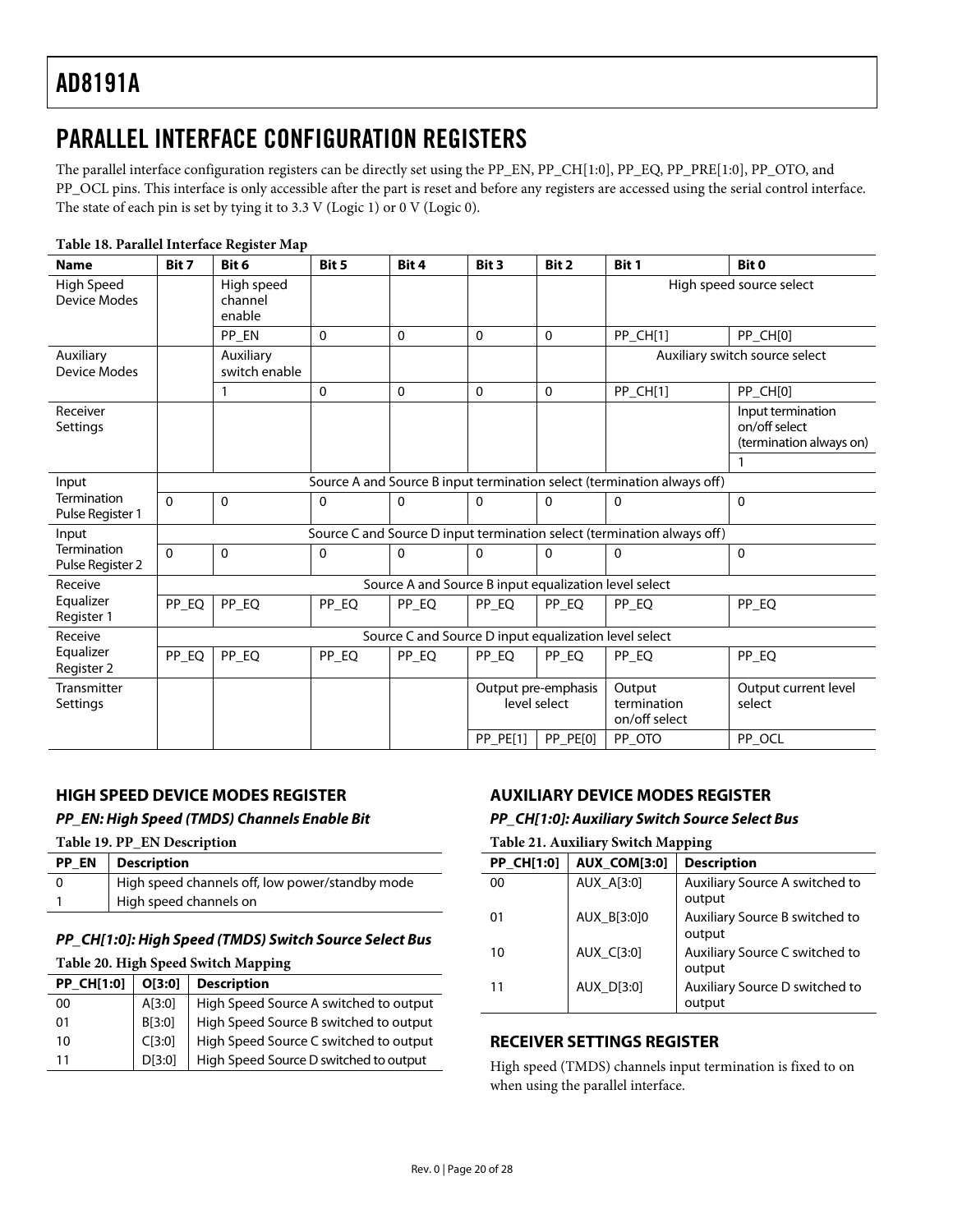# PARALLEL INTERFACE CONFIGURATION REGISTERS

The parallel interface configuration registers can be directly set using the PP_EN, PP_CH[1:0], PP_EQ, PP_PRE[1:0], PP_OTO, and PP_OCL pins. This interface is only accessible after the part is reset and before any registers are accessed using the serial control interface. The state of each pin is set by tying it to 3.3 V (Logic 1) or 0 V (Logic 0).

**Table 18. Parallel Interface Register Map**

| Name | Bit 7 | Bit 6 | Bit 5 | Bit 4 | Bit 3 | Bit 2 | Bit 1 | Bit 0 |
|---|---|---|---|---|---|---|---|---|
| High Speed Device Modes | | High speed channel enable | | | | | High speed source select | |
| | | PP_EN | 0 | 0 | 0 | 0 | PP_CH[1] | PP_CH[0] |
| Auxiliary Device Modes | | Auxiliary switch enable | | | | | Auxiliary switch source select | |
| | | 1 | 0 | 0 | 0 | 0 | PP_CH[1] | PP_CH[0] |
| Receiver Settings | | | | | | | | Input termination on/off select (termination always on) |
| | | | | | | | | 1 |
| Input Termination Pulse Register 1 | Source A and Source B input termination select (termination always off) | | | | | | | |
| | 0 | 0 | 0 | 0 | 0 | 0 | 0 | 0 |
| Input Termination Pulse Register 2 | Source C and Source D input termination select (termination always off) | | | | | | | |
| | 0 | 0 | 0 | 0 | 0 | 0 | 0 | 0 |
| Receive Equalizer Register 1 | Source A and Source B input equalization level select | | | | | | | |
| | PP_EQ | PP_EQ | PP_EQ | PP_EQ | PP_EQ | PP_EQ | PP_EQ | PP_EQ |
| Receive Equalizer Register 2 | Source C and Source D input equalization level select | | | | | | | |
| | PP_EQ | PP_EQ | PP_EQ | PP_EQ | PP_EQ | PP_EQ | PP_EQ | PP_EQ |
| Transmitter Settings | | | | | Output pre-emphasis level select | | Output termination on/off select | Output current level select |
| | | | | | PP_PE[1] | PP_PE[0] | PP_OTO | PP_OCL |

## HIGH SPEED DEVICE MODES REGISTER

### *PP_EN: High Speed (TMDS) Channels Enable Bit*

**Table 19. PP_EN Description**

| PP_EN | Description |
|---|---|
| 0 | High speed channels off, low power/standby mode |
| 1 | High speed channels on |

### *PP_CH[1:0]: High Speed (TMDS) Switch Source Select Bus*

**Table 20. High Speed Switch Mapping**

| PP_CH[1:0] | O[3:0] | Description |
|---|---|---|
| 00 | A[3:0] | High Speed Source A switched to output |
| 01 | B[3:0] | High Speed Source B switched to output |
| 10 | C[3:0] | High Speed Source C switched to output |
| 11 | D[3:0] | High Speed Source D switched to output |

## AUXILIARY DEVICE MODES REGISTER

### *PP_CH[1:0]: Auxiliary Switch Source Select Bus*

**Table 21. Auxiliary Switch Mapping**

| PP_CH[1:0] | AUX_COM[3:0] | Description |
|---|---|---|
| 00 | AUX_A[3:0] | Auxiliary Source A switched to output |
| 01 | AUX_B[3:0]0 | Auxiliary Source B switched to output |
| 10 | AUX_C[3:0] | Auxiliary Source C switched to output |
| 11 | AUX_D[3:0] | Auxiliary Source D switched to output |

## RECEIVER SETTINGS REGISTER

High speed (TMDS) channels input termination is fixed to on when using the parallel interface.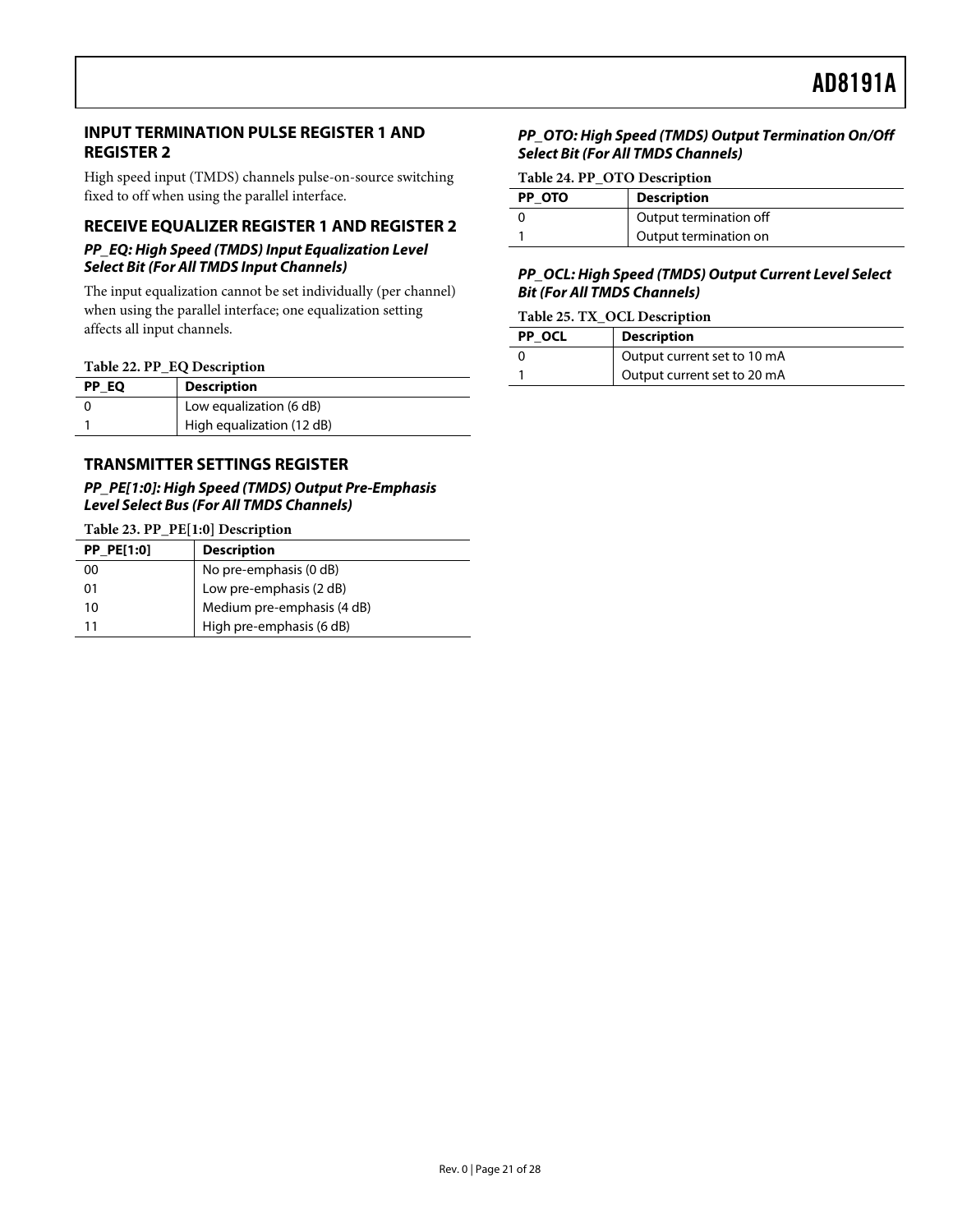## INPUT TERMINATION PULSE REGISTER 1 AND REGISTER 2

High speed input (TMDS) channels pulse-on-source switching fixed to off when using the parallel interface.

## RECEIVE EQUALIZER REGISTER 1 AND REGISTER 2

### *PP_EQ: High Speed (TMDS) Input Equalization Level Select Bit (For All TMDS Input Channels)*

The input equalization cannot be set individually (per channel) when using the parallel interface; one equalization setting affects all input channels.

**Table 22. PP_EQ Description**

| PP_EQ | Description |
|---|---|
| 0 | Low equalization (6 dB) |
| 1 | High equalization (12 dB) |

## TRANSMITTER SETTINGS REGISTER

### *PP_PE[1:0]: High Speed (TMDS) Output Pre-Emphasis Level Select Bus (For All TMDS Channels)*

**Table 23. PP_PE[1:0] Description**

| PP_PE[1:0] | Description |
|---|---|
| 00 | No pre-emphasis (0 dB) |
| 01 | Low pre-emphasis (2 dB) |
| 10 | Medium pre-emphasis (4 dB) |
| 11 | High pre-emphasis (6 dB) |

### *PP_OTO: High Speed (TMDS) Output Termination On/Off Select Bit (For All TMDS Channels)*

**Table 24. PP_OTO Description**

| PP_OTO | Description |
|---|---|
| 0 | Output termination off |
| 1 | Output termination on |

### *PP_OCL: High Speed (TMDS) Output Current Level Select Bit (For All TMDS Channels)*

**Table 25. TX_OCL Description**

| PP_OCL | Description |
|---|---|
| 0 | Output current set to 10 mA |
| 1 | Output current set to 20 mA |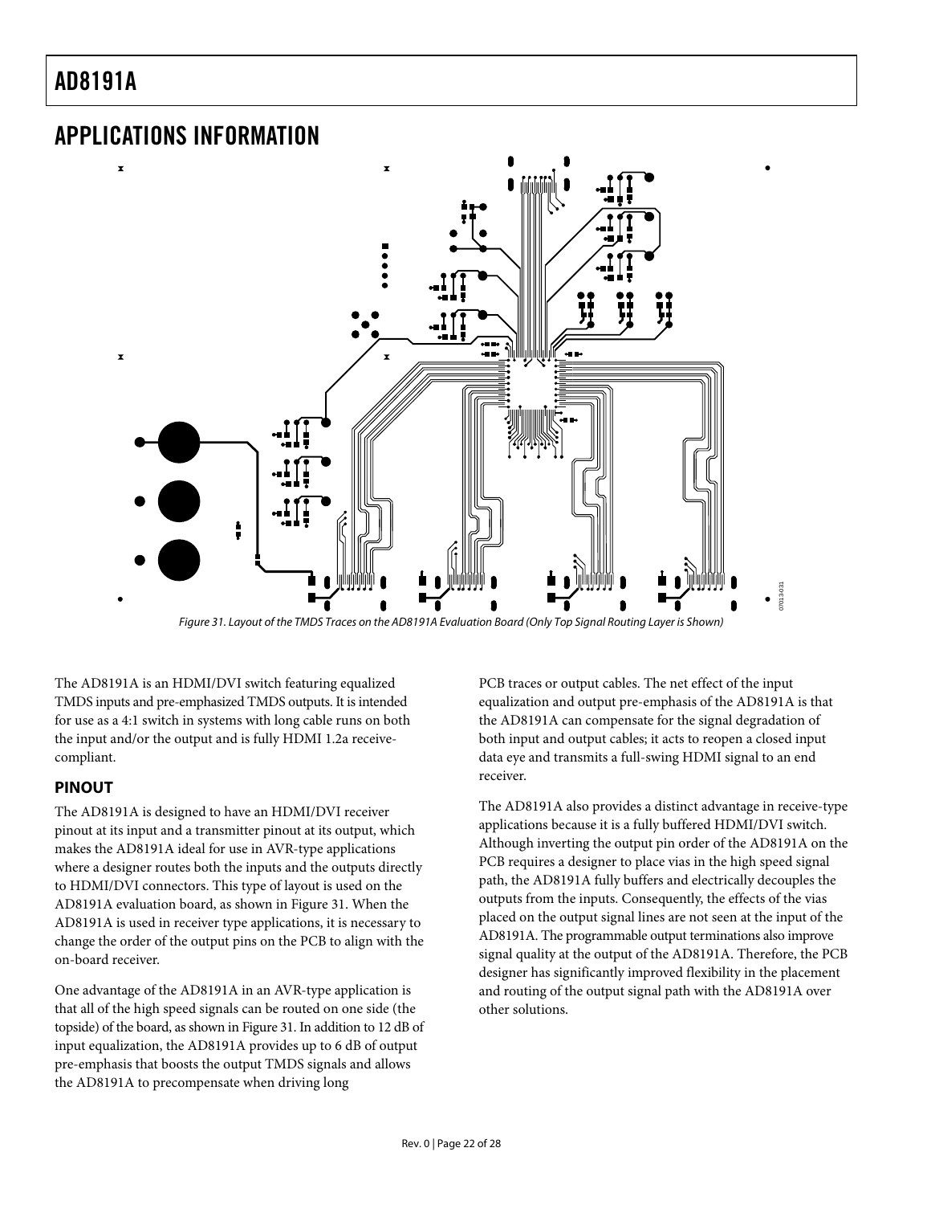# APPLICATIONS INFORMATION

Figure 31. Layout of the TMDS Traces on the AD8191A Evaluation Board (Only Top Signal Routing Layer is Shown)

The AD8191A is an HDMI/DVI switch featuring equalized TMDS inputs and pre-emphasized TMDS outputs. It is intended for use as a 4:1 switch in systems with long cable runs on both the input and/or the output and is fully HDMI 1.2a receive-compliant.

## PINOUT

The AD8191A is designed to have an HDMI/DVI receiver pinout at its input and a transmitter pinout at its output, which makes the AD8191A ideal for use in AVR-type applications where a designer routes both the inputs and the outputs directly to HDMI/DVI connectors. This type of layout is used on the AD8191A evaluation board, as shown in Figure 31. When the AD8191A is used in receiver type applications, it is necessary to change the order of the output pins on the PCB to align with the on-board receiver.

One advantage of the AD8191A in an AVR-type application is that all of the high speed signals can be routed on one side (the topside) of the board, as shown in Figure 31. In addition to 12 dB of input equalization, the AD8191A provides up to 6 dB of output pre-emphasis that boosts the output TMDS signals and allows the AD8191A to precompensate when driving long PCB traces or output cables. The net effect of the input equalization and output pre-emphasis of the AD8191A is that the AD8191A can compensate for the signal degradation of both input and output cables; it acts to reopen a closed input data eye and transmits a full-swing HDMI signal to an end receiver.

The AD8191A also provides a distinct advantage in receive-type applications because it is a fully buffered HDMI/DVI switch. Although inverting the output pin order of the AD8191A on the PCB requires a designer to place vias in the high speed signal path, the AD8191A fully buffers and electrically decouples the outputs from the inputs. Consequently, the effects of the vias placed on the output signal lines are not seen at the input of the AD8191A. The programmable output terminations also improve signal quality at the output of the AD8191A. Therefore, the PCB designer has significantly improved flexibility in the placement and routing of the output signal path with the AD8191A over other solutions.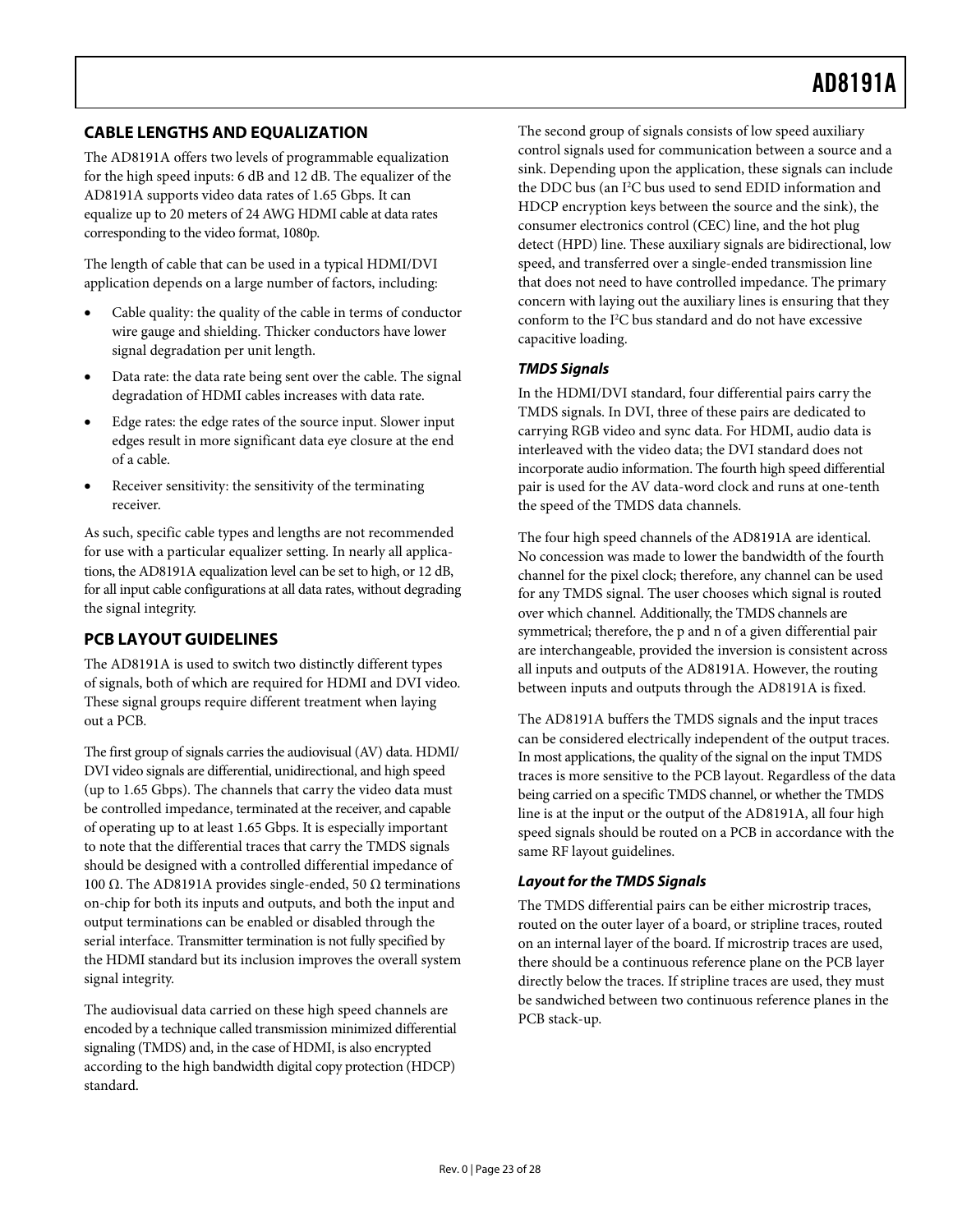## CABLE LENGTHS AND EQUALIZATION

The AD8191A offers two levels of programmable equalization for the high speed inputs: 6 dB and 12 dB. The equalizer of the AD8191A supports video data rates of 1.65 Gbps. It can equalize up to 20 meters of 24 AWG HDMI cable at data rates corresponding to the video format, 1080p.

The length of cable that can be used in a typical HDMI/DVI application depends on a large number of factors, including:

- Cable quality: the quality of the cable in terms of conductor wire gauge and shielding. Thicker conductors have lower signal degradation per unit length.
- Data rate: the data rate being sent over the cable. The signal degradation of HDMI cables increases with data rate.
- Edge rates: the edge rates of the source input. Slower input edges result in more significant data eye closure at the end of a cable.
- Receiver sensitivity: the sensitivity of the terminating receiver.

As such, specific cable types and lengths are not recommended for use with a particular equalizer setting. In nearly all applications, the AD8191A equalization level can be set to high, or 12 dB, for all input cable configurations at all data rates, without degrading the signal integrity.

## PCB LAYOUT GUIDELINES

The AD8191A is used to switch two distinctly different types of signals, both of which are required for HDMI and DVI video. These signal groups require different treatment when laying out a PCB.

The first group of signals carries the audiovisual (AV) data. HDMI/DVI video signals are differential, unidirectional, and high speed (up to 1.65 Gbps). The channels that carry the video data must be controlled impedance, terminated at the receiver, and capable of operating up to at least 1.65 Gbps. It is especially important to note that the differential traces that carry the TMDS signals should be designed with a controlled differential impedance of 100 Ω. The AD8191A provides single-ended, 50 Ω terminations on-chip for both its inputs and outputs, and both the input and output terminations can be enabled or disabled through the serial interface. Transmitter termination is not fully specified by the HDMI standard but its inclusion improves the overall system signal integrity.

The audiovisual data carried on these high speed channels are encoded by a technique called transmission minimized differential signaling (TMDS) and, in the case of HDMI, is also encrypted according to the high bandwidth digital copy protection (HDCP) standard.

The second group of signals consists of low speed auxiliary control signals used for communication between a source and a sink. Depending upon the application, these signals can include the DDC bus (an I²C bus used to send EDID information and HDCP encryption keys between the source and the sink), the consumer electronics control (CEC) line, and the hot plug detect (HPD) line. These auxiliary signals are bidirectional, low speed, and transferred over a single-ended transmission line that does not need to have controlled impedance. The primary concern with laying out the auxiliary lines is ensuring that they conform to the I²C bus standard and do not have excessive capacitive loading.

### *TMDS Signals*

In the HDMI/DVI standard, four differential pairs carry the TMDS signals. In DVI, three of these pairs are dedicated to carrying RGB video and sync data. For HDMI, audio data is interleaved with the video data; the DVI standard does not incorporate audio information. The fourth high speed differential pair is used for the AV data-word clock and runs at one-tenth the speed of the TMDS data channels.

The four high speed channels of the AD8191A are identical. No concession was made to lower the bandwidth of the fourth channel for the pixel clock; therefore, any channel can be used for any TMDS signal. The user chooses which signal is routed over which channel. Additionally, the TMDS channels are symmetrical; therefore, the p and n of a given differential pair are interchangeable, provided the inversion is consistent across all inputs and outputs of the AD8191A. However, the routing between inputs and outputs through the AD8191A is fixed.

The AD8191A buffers the TMDS signals and the input traces can be considered electrically independent of the output traces. In most applications, the quality of the signal on the input TMDS traces is more sensitive to the PCB layout. Regardless of the data being carried on a specific TMDS channel, or whether the TMDS line is at the input or the output of the AD8191A, all four high speed signals should be routed on a PCB in accordance with the same RF layout guidelines.

### *Layout for the TMDS Signals*

The TMDS differential pairs can be either microstrip traces, routed on the outer layer of a board, or stripline traces, routed on an internal layer of the board. If microstrip traces are used, there should be a continuous reference plane on the PCB layer directly below the traces. If stripline traces are used, they must be sandwiched between two continuous reference planes in the PCB stack-up.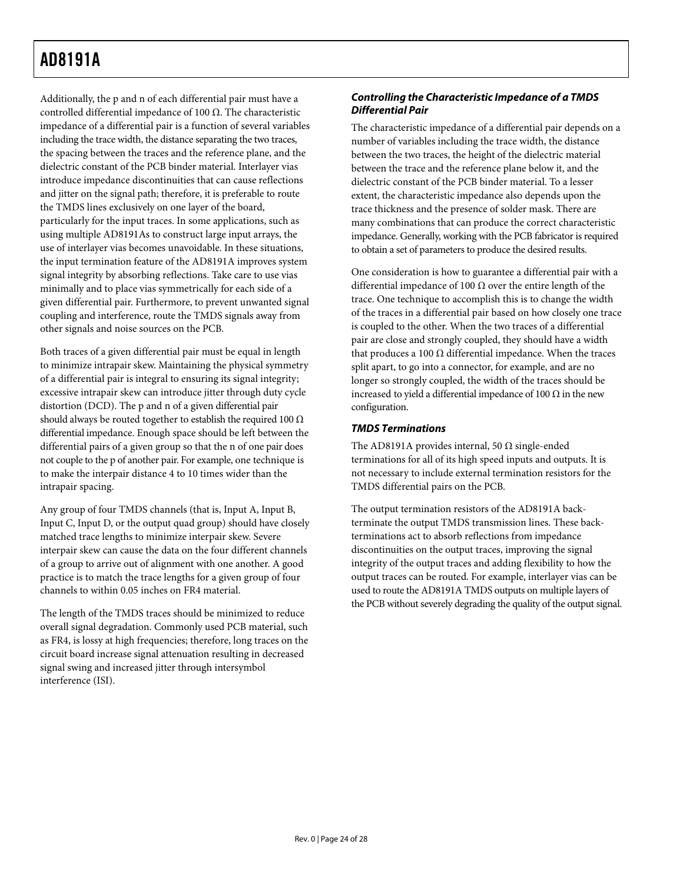Additionally, the p and n of each differential pair must have a controlled differential impedance of 100 Ω. The characteristic impedance of a differential pair is a function of several variables including the trace width, the distance separating the two traces, the spacing between the traces and the reference plane, and the dielectric constant of the PCB binder material. Interlayer vias introduce impedance discontinuities that can cause reflections and jitter on the signal path; therefore, it is preferable to route the TMDS lines exclusively on one layer of the board, particularly for the input traces. In some applications, such as using multiple AD8191As to construct large input arrays, the use of interlayer vias becomes unavoidable. In these situations, the input termination feature of the AD8191A improves system signal integrity by absorbing reflections. Take care to use vias minimally and to place vias symmetrically for each side of a given differential pair. Furthermore, to prevent unwanted signal coupling and interference, route the TMDS signals away from other signals and noise sources on the PCB.

Both traces of a given differential pair must be equal in length to minimize intrapair skew. Maintaining the physical symmetry of a differential pair is integral to ensuring its signal integrity; excessive intrapair skew can introduce jitter through duty cycle distortion (DCD). The p and n of a given differential pair should always be routed together to establish the required 100 Ω differential impedance. Enough space should be left between the differential pairs of a given group so that the n of one pair does not couple to the p of another pair. For example, one technique is to make the interpair distance 4 to 10 times wider than the intrapair spacing.

Any group of four TMDS channels (that is, Input A, Input B, Input C, Input D, or the output quad group) should have closely matched trace lengths to minimize interpair skew. Severe interpair skew can cause the data on the four different channels of a group to arrive out of alignment with one another. A good practice is to match the trace lengths for a given group of four channels to within 0.05 inches on FR4 material.

The length of the TMDS traces should be minimized to reduce overall signal degradation. Commonly used PCB material, such as FR4, is lossy at high frequencies; therefore, long traces on the circuit board increase signal attenuation resulting in decreased signal swing and increased jitter through intersymbol interference (ISI).

### Controlling the Characteristic Impedance of a TMDS Differential Pair

The characteristic impedance of a differential pair depends on a number of variables including the trace width, the distance between the two traces, the height of the dielectric material between the trace and the reference plane below it, and the dielectric constant of the PCB binder material. To a lesser extent, the characteristic impedance also depends upon the trace thickness and the presence of solder mask. There are many combinations that can produce the correct characteristic impedance. Generally, working with the PCB fabricator is required to obtain a set of parameters to produce the desired results.

One consideration is how to guarantee a differential pair with a differential impedance of 100 Ω over the entire length of the trace. One technique to accomplish this is to change the width of the traces in a differential pair based on how closely one trace is coupled to the other. When the two traces of a differential pair are close and strongly coupled, they should have a width that produces a 100 Ω differential impedance. When the traces split apart, to go into a connector, for example, and are no longer so strongly coupled, the width of the traces should be increased to yield a differential impedance of 100 Ω in the new configuration.

### TMDS Terminations

The AD8191A provides internal, 50 Ω single-ended terminations for all of its high speed inputs and outputs. It is not necessary to include external termination resistors for the TMDS differential pairs on the PCB.

The output termination resistors of the AD8191A back-terminate the output TMDS transmission lines. These back-terminations act to absorb reflections from impedance discontinuities on the output traces, improving the signal integrity of the output traces and adding flexibility to how the output traces can be routed. For example, interlayer vias can be used to route the AD8191A TMDS outputs on multiple layers of the PCB without severely degrading the quality of the output signal.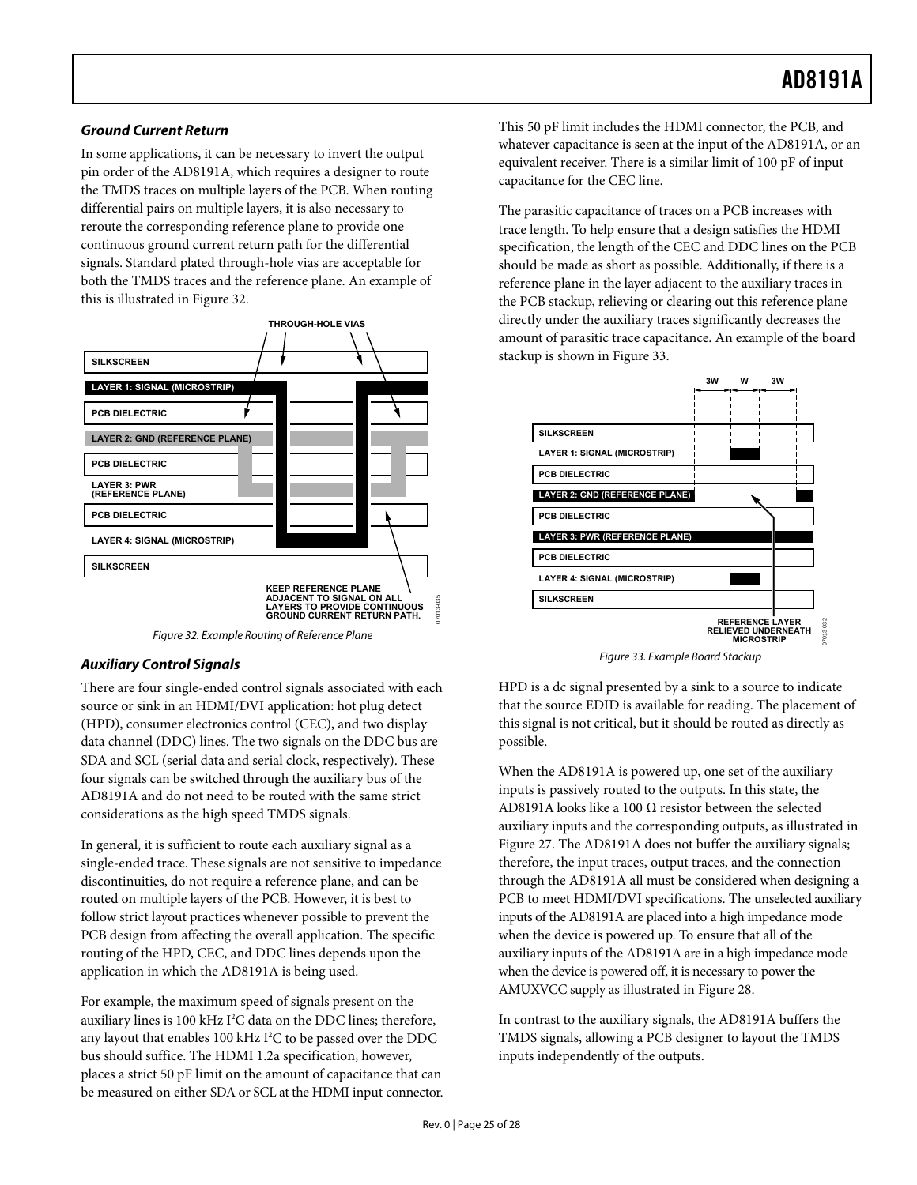### Ground Current Return

In some applications, it can be necessary to invert the output pin order of the AD8191A, which requires a designer to route the TMDS traces on multiple layers of the PCB. When routing differential pairs on multiple layers, it is also necessary to reroute the corresponding reference plane to provide one continuous ground current return path for the differential signals. Standard plated through-hole vias are acceptable for both the TMDS traces and the reference plane. An example of this is illustrated in Figure 32.

Figure 32. Example Routing of Reference Plane

### Auxiliary Control Signals

There are four single-ended control signals associated with each source or sink in an HDMI/DVI application: hot plug detect (HPD), consumer electronics control (CEC), and two display data channel (DDC) lines. The two signals on the DDC bus are SDA and SCL (serial data and serial clock, respectively). These four signals can be switched through the auxiliary bus of the AD8191A and do not need to be routed with the same strict considerations as the high speed TMDS signals.

In general, it is sufficient to route each auxiliary signal as a single-ended trace. These signals are not sensitive to impedance discontinuities, do not require a reference plane, and can be routed on multiple layers of the PCB. However, it is best to follow strict layout practices whenever possible to prevent the PCB design from affecting the overall application. The specific routing of the HPD, CEC, and DDC lines depends upon the application in which the AD8191A is being used.

For example, the maximum speed of signals present on the auxiliary lines is 100 kHz $I^2C$ data on the DDC lines; therefore, any layout that enables 100 kHz $I^2C$ to be passed over the DDC bus should suffice. The HDMI 1.2a specification, however, places a strict 50 pF limit on the amount of capacitance that can be measured on either SDA or SCL at the HDMI input connector. This 50 pF limit includes the HDMI connector, the PCB, and whatever capacitance is seen at the input of the AD8191A, or an equivalent receiver. There is a similar limit of 100 pF of input capacitance for the CEC line.

The parasitic capacitance of traces on a PCB increases with trace length. To help ensure that a design satisfies the HDMI specification, the length of the CEC and DDC lines on the PCB should be made as short as possible. Additionally, if there is a reference plane in the layer adjacent to the auxiliary traces in the PCB stackup, relieving or clearing out this reference plane directly under the auxiliary traces significantly decreases the amount of parasitic trace capacitance. An example of the board stackup is shown in Figure 33.

Figure 33. Example Board Stackup

HPD is a dc signal presented by a sink to a source to indicate that the source EDID is available for reading. The placement of this signal is not critical, but it should be routed as directly as possible.

When the AD8191A is powered up, one set of the auxiliary inputs is passively routed to the outputs. In this state, the AD8191A looks like a 100 Ω resistor between the selected auxiliary inputs and the corresponding outputs, as illustrated in Figure 27. The AD8191A does not buffer the auxiliary signals; therefore, the input traces, output traces, and the connection through the AD8191A all must be considered when designing a PCB to meet HDMI/DVI specifications. The unselected auxiliary inputs of the AD8191A are placed into a high impedance mode when the device is powered up. To ensure that all of the auxiliary inputs of the AD8191A are in a high impedance mode when the device is powered off, it is necessary to power the AMUXVCC supply as illustrated in Figure 28.

In contrast to the auxiliary signals, the AD8191A buffers the TMDS signals, allowing a PCB designer to layout the TMDS inputs independently of the outputs.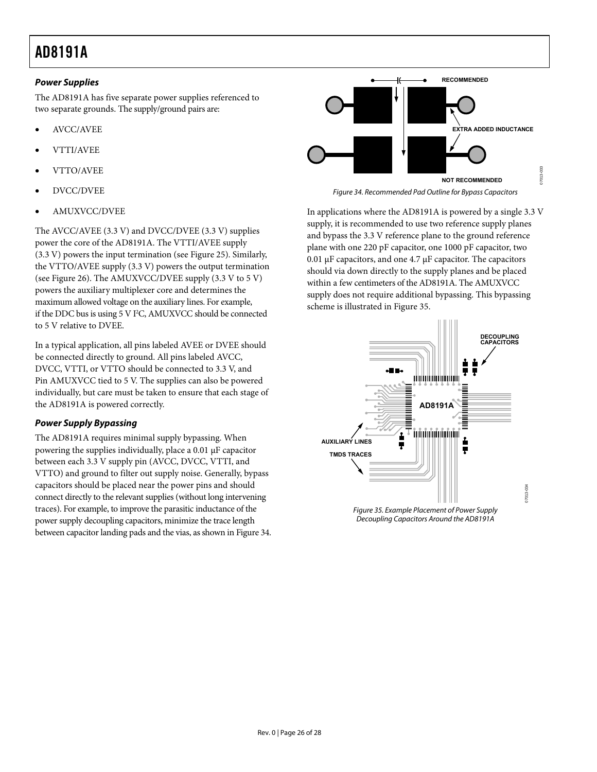### Power Supplies

The AD8191A has five separate power supplies referenced to two separate grounds. The supply/ground pairs are:

- AVCC/AVEE
- VTTI/AVEE
- VTTO/AVEE
- DVCC/DVEE
- AMUXVCC/DVEE

The AVCC/AVEE (3.3 V) and DVCC/DVEE (3.3 V) supplies power the core of the AD8191A. The VTTI/AVEE supply (3.3 V) powers the input termination (see Figure 25). Similarly, the VTTO/AVEE supply (3.3 V) powers the output termination (see Figure 26). The AMUXVCC/DVEE supply (3.3 V to 5 V) powers the auxiliary multiplexer core and determines the maximum allowed voltage on the auxiliary lines. For example, if the DDC bus is using 5 V I²C, AMUXVCC should be connected to 5 V relative to DVEE.

In a typical application, all pins labeled AVEE or DVEE should be connected directly to ground. All pins labeled AVCC, DVCC, VTTI, or VTTO should be connected to 3.3 V, and Pin AMUXVCC tied to 5 V. The supplies can also be powered individually, but care must be taken to ensure that each stage of the AD8191A is powered correctly.

### Power Supply Bypassing

The AD8191A requires minimal supply bypassing. When powering the supplies individually, place a 0.01 μF capacitor between each 3.3 V supply pin (AVCC, DVCC, VTTI, and VTTO) and ground to filter out supply noise. Generally, bypass capacitors should be placed near the power pins and should connect directly to the relevant supplies (without long intervening traces). For example, to improve the parasitic inductance of the power supply decoupling capacitors, minimize the trace length between capacitor landing pads and the vias, as shown in Figure 34.

Figure 34. Recommended Pad Outline for Bypass Capacitors

In applications where the AD8191A is powered by a single 3.3 V supply, it is recommended to use two reference supply planes and bypass the 3.3 V reference plane to the ground reference plane with one 220 pF capacitor, one 1000 pF capacitor, two 0.01 μF capacitors, and one 4.7 μF capacitor. The capacitors should via down directly to the supply planes and be placed within a few centimeters of the AD8191A. The AMUXVCC supply does not require additional bypassing. This bypassing scheme is illustrated in Figure 35.

Figure 35. Example Placement of Power Supply Decoupling Capacitors Around the AD8191A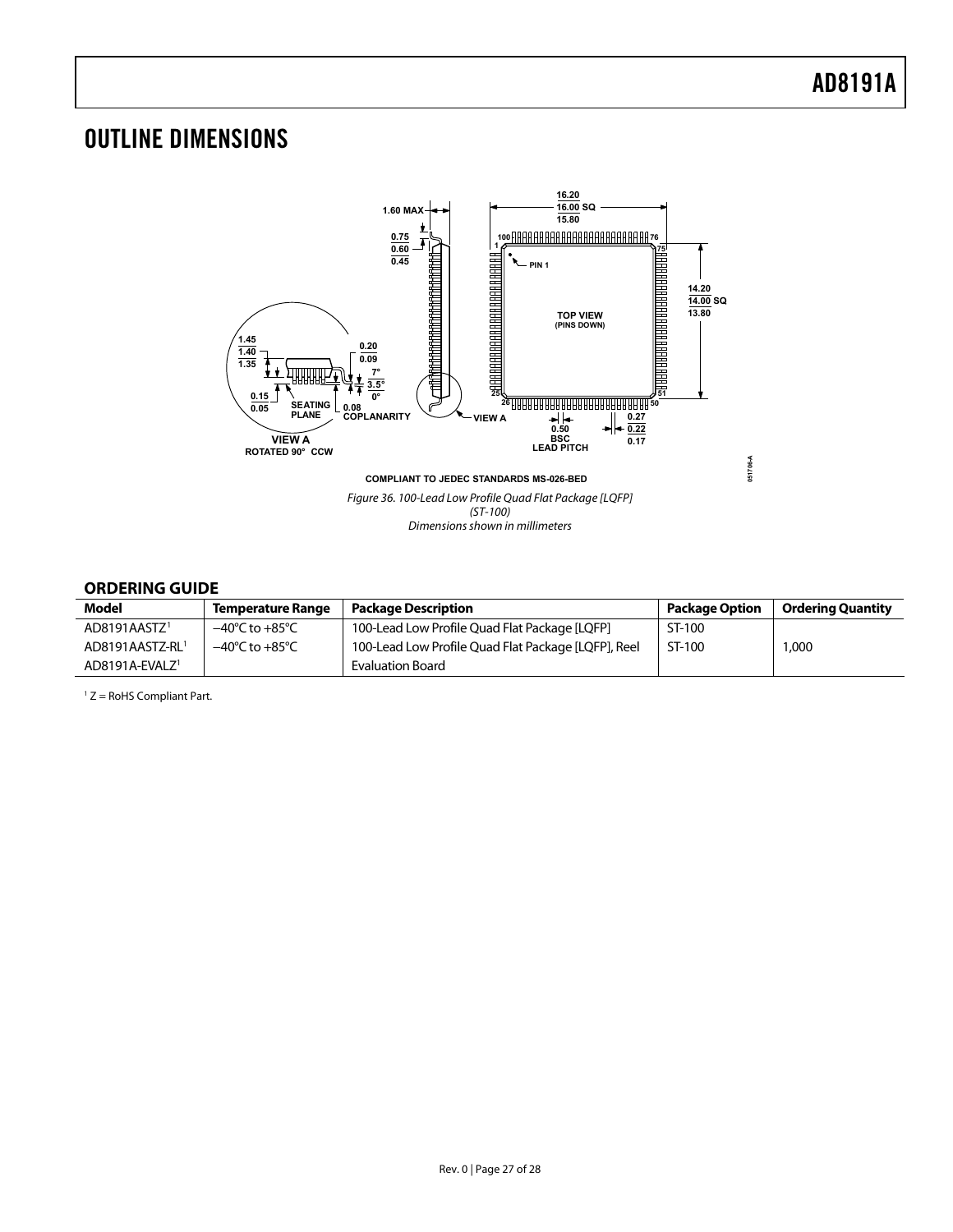# OUTLINE DIMENSIONS

COMPLIANT TO JEDEC STANDARDS MS-026-BED

*Figure 36. 100-Lead Low Profile Quad Flat Package [LQFP]*
*(ST-100)*
*Dimensions shown in millimeters*

## ORDERING GUIDE

| Model | Temperature Range | Package Description | Package Option | Ordering Quantity |
|---|---|---|---|---|
| AD8191AASTZ[1] | −40°C to +85°C | 100-Lead Low Profile Quad Flat Package [LQFP] | ST-100 | |
| AD8191AASTZ-RL[1] | −40°C to +85°C | 100-Lead Low Profile Quad Flat Package [LQFP], Reel | ST-100 | 1,000 |
| AD8191A-EVALZ[1] | | Evaluation Board | | |

[1] Z = RoHS Compliant Part.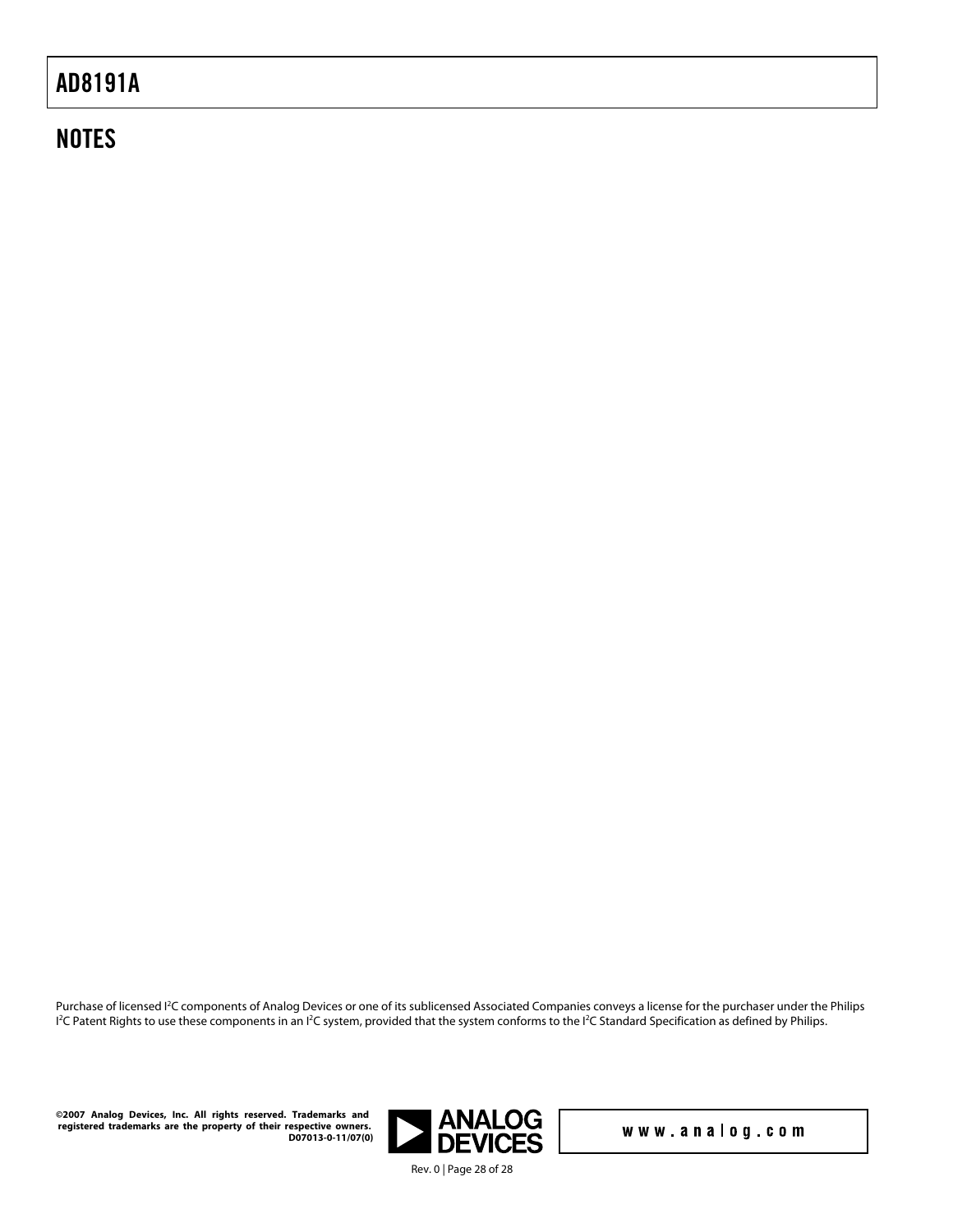## NOTES

Purchase of licensed $I^2C$ components of Analog Devices or one of its sublicensed Associated Companies conveys a license for the purchaser under the Philips $I^2C$ Patent Rights to use these components in an $I^2C$ system, provided that the system conforms to the $I^2C$ Standard Specification as defined by Philips.

**©2007 Analog Devices, Inc. All rights reserved. Trademarks and registered trademarks are the property of their respective owners. D07013-0-11/07(0)**